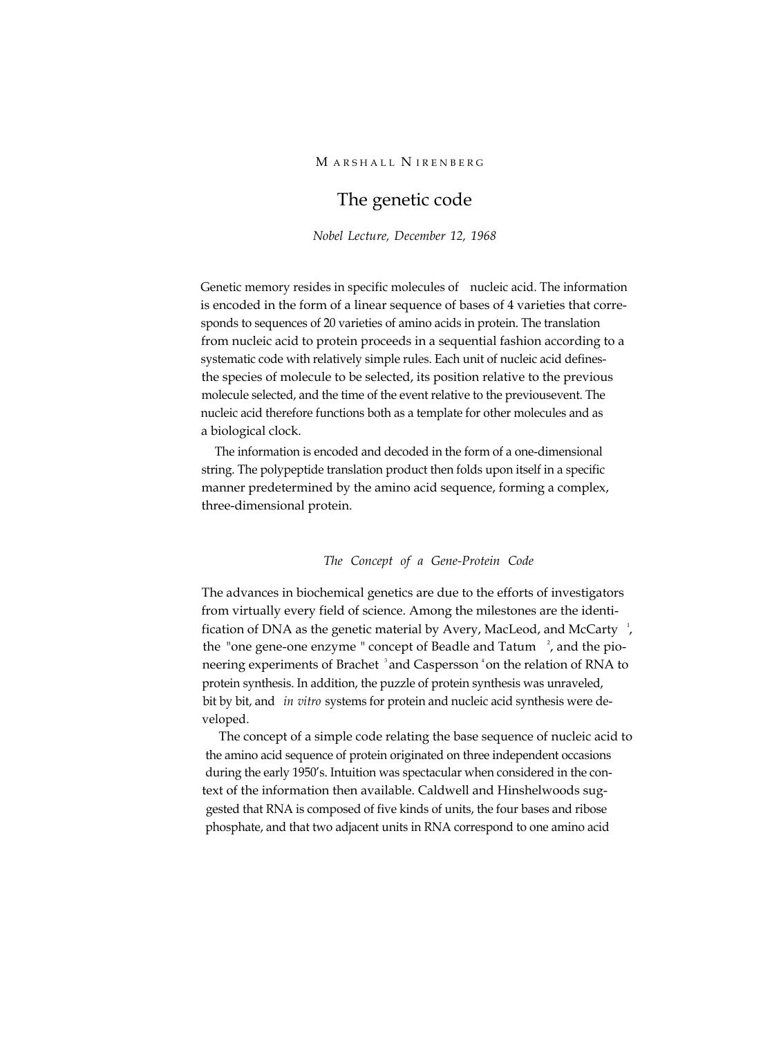MARSHALL NIRENBERG

# The genetic code

*Nobel Lecture, December 12, 1968*

Genetic memory resides in specific molecules of nucleic acid. The information is encoded in the form of a linear sequence of bases of 4 varieties that corresponds to sequences of 20 varieties of amino acids in protein. The translation from nucleic acid to protein proceeds in a sequential fashion according to a systematic code with relatively simple rules. Each unit of nucleic acid defines the species of molecule to be selected, its position relative to the previous molecule selected, and the time of the event relative to the previousevent. The nucleic acid therefore functions both as a template for other molecules and as a biological clock.

The information is encoded and decoded in the form of a one-dimensional string. The polypeptide translation product then folds upon itself in a specific manner predetermined by the amino acid sequence, forming a complex, three-dimensional protein.

## *The Concept of a Gene-Protein Code*

The advances in biochemical genetics are due to the efforts of investigators from virtually every field of science. Among the milestones are the identification of DNA as the genetic material by Avery, MacLeod, and McCarty [1], the "one gene-one enzyme" concept of Beadle and Tatum [2], and the pioneering experiments of Brachet [3] and Caspersson [4] on the relation of RNA to protein synthesis. In addition, the puzzle of protein synthesis was unraveled, bit by bit, and *in vitro* systems for protein and nucleic acid synthesis were developed.

The concept of a simple code relating the base sequence of nucleic acid to the amino acid sequence of protein originated on three independent occasions during the early 1950's. Intuition was spectacular when considered in the context of the information then available. Caldwell and Hinshelwoods suggested that RNA is composed of five kinds of units, the four bases and ribose phosphate, and that two adjacent units in RNA correspond to one amino acid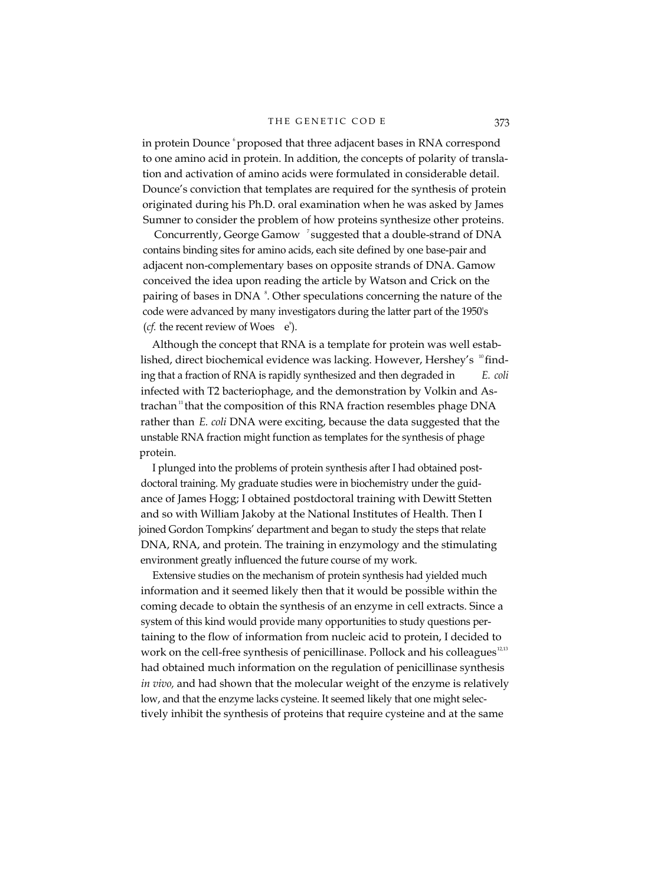in protein Dounce [6] proposed that three adjacent bases in RNA correspond to one amino acid in protein. In addition, the concepts of polarity of translation and activation of amino acids were formulated in considerable detail. Dounce's conviction that templates are required for the synthesis of protein originated during his Ph.D. oral examination when he was asked by James Sumner to consider the problem of how proteins synthesize other proteins.

Concurrently, George Gamow [7] suggested that a double-strand of DNA contains binding sites for amino acids, each site defined by one base-pair and adjacent non-complementary bases on opposite strands of DNA. Gamow conceived the idea upon reading the article by Watson and Crick on the pairing of bases in DNA [8]. Other speculations concerning the nature of the code were advanced by many investigators during the latter part of the 1950's (*cf.* the recent review of Woese [9]).

Although the concept that RNA is a template for protein was well established, direct biochemical evidence was lacking. However, Hershey's [10] finding that a fraction of RNA is rapidly synthesized and then degraded in *E. coli* infected with T2 bacteriophage, and the demonstration by Volkin and Astrachan [11] that the composition of this RNA fraction resembles phage DNA rather than *E. coli* DNA were exciting, because the data suggested that the unstable RNA fraction might function as templates for the synthesis of phage protein.

I plunged into the problems of protein synthesis after I had obtained postdoctoral training. My graduate studies were in biochemistry under the guidance of James Hogg; I obtained postdoctoral training with Dewitt Stetten and so with William Jakoby at the National Institutes of Health. Then I joined Gordon Tompkins' department and began to study the steps that relate DNA, RNA, and protein. The training in enzymology and the stimulating environment greatly influenced the future course of my work.

Extensive studies on the mechanism of protein synthesis had yielded much information and it seemed likely then that it would be possible within the coming decade to obtain the synthesis of an enzyme in cell extracts. Since a system of this kind would provide many opportunities to study questions pertaining to the flow of information from nucleic acid to protein, I decided to work on the cell-free synthesis of penicillinase. Pollock and his colleagues [12,13] had obtained much information on the regulation of penicillinase synthesis *in vivo,* and had shown that the molecular weight of the enzyme is relatively low, and that the enzyme lacks cysteine. It seemed likely that one might selectively inhibit the synthesis of proteins that require cysteine and at the same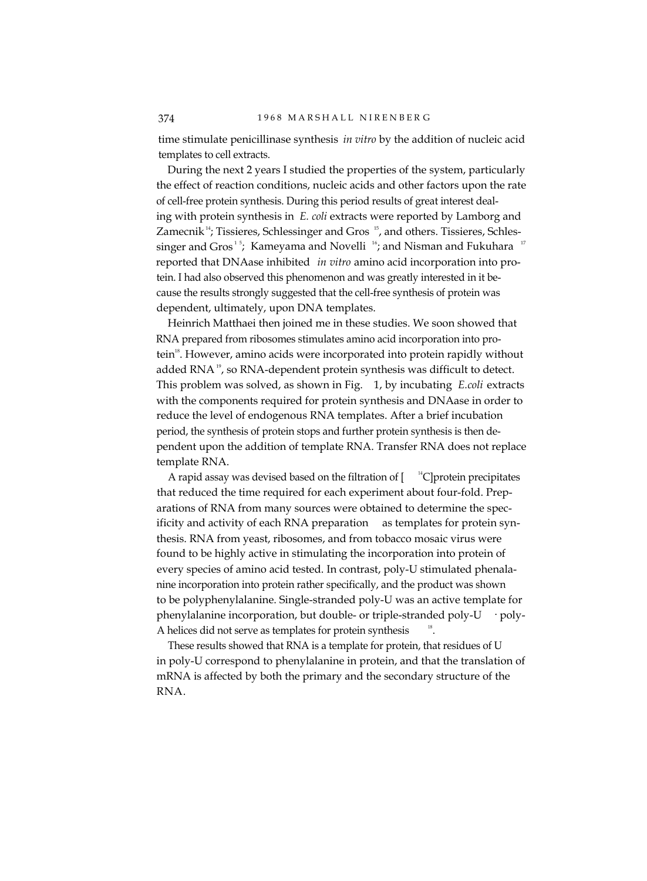time stimulate penicillinase synthesis *in vitro* by the addition of nucleic acid templates to cell extracts.

During the next 2 years I studied the properties of the system, particularly the effect of reaction conditions, nucleic acids and other factors upon the rate of cell-free protein synthesis. During this period results of great interest dealing with protein synthesis in *E. coli* extracts were reported by Lamborg and Zamecnik[14]; Tissieres, Schlessinger and Gros [15], and others. Tissieres, Schlessinger and Gros [15]; Kameyama and Novelli [16]; and Nisman and Fukuhara [17] reported that DNAase inhibited *in vitro* amino acid incorporation into protein. I had also observed this phenomenon and was greatly interested in it because the results strongly suggested that the cell-free synthesis of protein was dependent, ultimately, upon DNA templates.

Heinrich Matthaei then joined me in these studies. We soon showed that RNA prepared from ribosomes stimulates amino acid incorporation into protein[18]. However, amino acids were incorporated into protein rapidly without added RNA [19], so RNA-dependent protein synthesis was difficult to detect. This problem was solved, as shown in Fig. 1, by incubating *E.coli* extracts with the components required for protein synthesis and DNAase in order to reduce the level of endogenous RNA templates. After a brief incubation period, the synthesis of protein stops and further protein synthesis is then dependent upon the addition of template RNA. Transfer RNA does not replace template RNA.

A rapid assay was devised based on the filtration of [$^{14}$C]protein precipitates that reduced the time required for each experiment about four-fold. Preparations of RNA from many sources were obtained to determine the specificity and activity of each RNA preparation as templates for protein synthesis. RNA from yeast, ribosomes, and from tobacco mosaic virus were found to be highly active in stimulating the incorporation into protein of every species of amino acid tested. In contrast, poly-U stimulated phenalanine incorporation into protein rather specifically, and the product was shown to be polyphenylalanine. Single-stranded poly-U was an active template for phenylalanine incorporation, but double- or triple-stranded poly-U · poly-A helices did not serve as templates for protein synthesis [18].

These results showed that RNA is a template for protein, that residues of U in poly-U correspond to phenylalanine in protein, and that the translation of mRNA is affected by both the primary and the secondary structure of the RNA.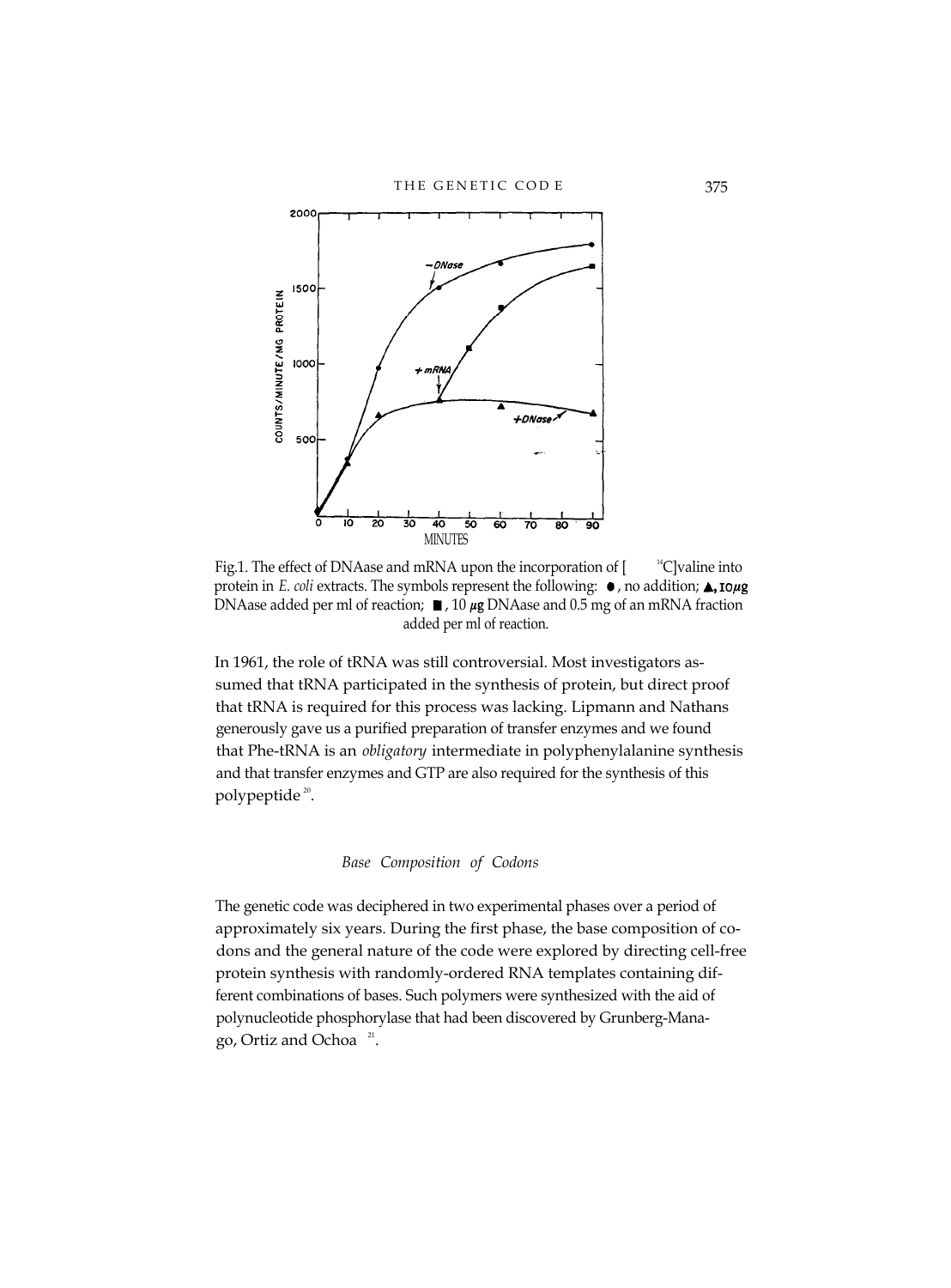Fig.1. The effect of DNAase and mRNA upon the incorporation of [$^{14}$C]valine into protein in *E. coli* extracts. The symbols represent the following: ●, no addition; ▲, 10 μg DNAase added per ml of reaction; ■, 10 μg DNAase and 0.5 mg of an mRNA fraction added per ml of reaction.

In 1961, the role of tRNA was still controversial. Most investigators assumed that tRNA participated in the synthesis of protein, but direct proof that tRNA is required for this process was lacking. Lipmann and Nathans generously gave us a purified preparation of transfer enzymes and we found that Phe-tRNA is an *obligatory* intermediate in polyphenylalanine synthesis and that transfer enzymes and GTP are also required for the synthesis of this polypeptide[20].

### *Base Composition of Codons*

The genetic code was deciphered in two experimental phases over a period of approximately six years. During the first phase, the base composition of codons and the general nature of the code were explored by directing cell-free protein synthesis with randomly-ordered RNA templates containing different combinations of bases. Such polymers were synthesized with the aid of polynucleotide phosphorylase that had been discovered by Grunberg-Manago, Ortiz and Ochoa[21].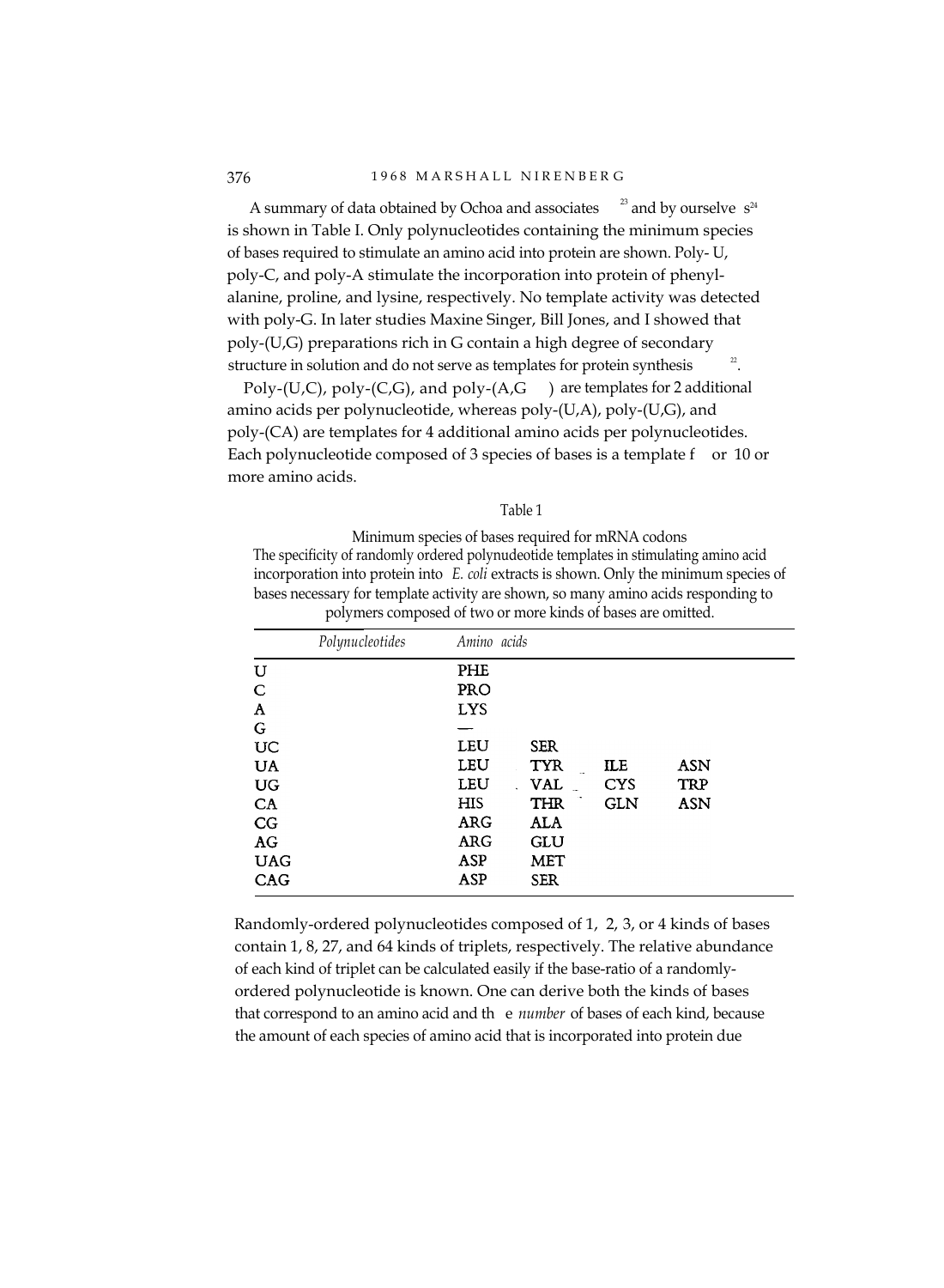A summary of data obtained by Ochoa and associates [23] and by ourselves [24] is shown in Table I. Only polynucleotides containing the minimum species of bases required to stimulate an amino acid into protein are shown. Poly- U, poly-C, and poly-A stimulate the incorporation into protein of phenylalanine, proline, and lysine, respectively. No template activity was detected with poly-G. In later studies Maxine Singer, Bill Jones, and I showed that poly-(U,G) preparations rich in G contain a high degree of secondary structure in solution and do not serve as templates for protein synthesis [22].

Poly-(U,C), poly-(C,G), and poly-(A,G) are templates for 2 additional amino acids per polynucleotide, whereas poly-(U,A), poly-(U,G), and poly-(CA) are templates for 4 additional amino acids per polynucleotides. Each polynucleotide composed of 3 species of bases is a template for 10 or more amino acids.

Table 1

Minimum species of bases required for mRNA codons

The specificity of randomly ordered polynudeotide templates in stimulating amino acid incorporation into protein into *E. coli* extracts is shown. Only the minimum species of bases necessary for template activity are shown, so many amino acids responding to polymers composed of two or more kinds of bases are omitted.

| *Polynucleotides* | *Amino acids* | | | |
|---|---|---|---|---|
| U | PHE | | | |
| C | PRO | | | |
| A | LYS | | | |
| G | — | | | |
| UC | LEU | SER | | |
| UA | LEU | TYR | ILE | ASN |
| UG | LEU | VAL | CYS | TRP |
| CA | HIS | THR | GLN | ASN |
| CG | ARG | ALA | | |
| AG | ARG | GLU | | |
| UAG | ASP | MET | | |
| CAG | ASP | SER | | |

Randomly-ordered polynucleotides composed of 1, 2, 3, or 4 kinds of bases contain 1, 8, 27, and 64 kinds of triplets, respectively. The relative abundance of each kind of triplet can be calculated easily if the base-ratio of a randomly-ordered polynucleotide is known. One can derive both the kinds of bases that correspond to an amino acid and the *number* of bases of each kind, because the amount of each species of amino acid that is incorporated into protein due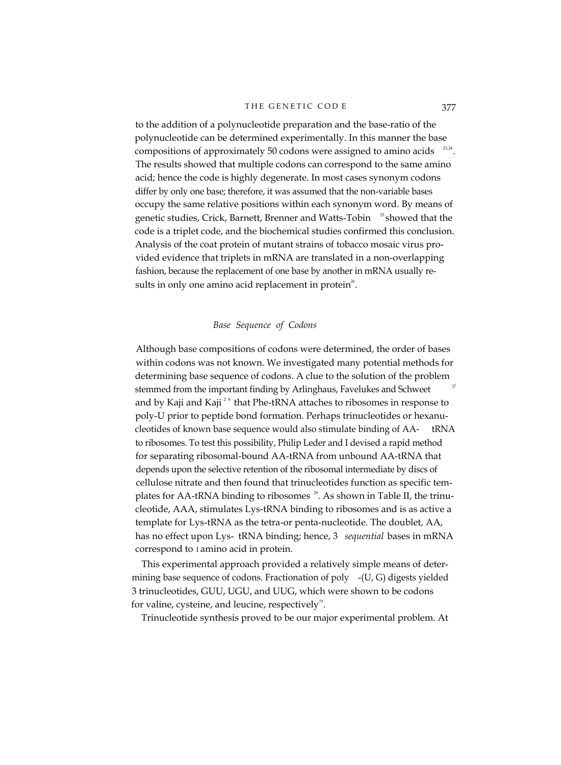to the addition of a polynucleotide preparation and the base-ratio of the polynucleotide can be determined experimentally. In this manner the base compositions of approximately 50 codons were assigned to amino acids [23,24]. The results showed that multiple codons can correspond to the same amino acid; hence the code is highly degenerate. In most cases synonym codons differ by only one base; therefore, it was assumed that the non-variable bases occupy the same relative positions within each synonym word. By means of genetic studies, Crick, Barnett, Brenner and Watts-Tobin [25] showed that the code is a triplet code, and the biochemical studies confirmed this conclusion. Analysis of the coat protein of mutant strains of tobacco mosaic virus provided evidence that triplets in mRNA are translated in a non-overlapping fashion, because the replacement of one base by another in mRNA usually results in only one amino acid replacement in protein[26].

### *Base Sequence of Codons*

Although base compositions of codons were determined, the order of bases within codons was not known. We investigated many potential methods for determining base sequence of codons. A clue to the solution of the problem stemmed from the important finding by Arlinghaus, Favelukes and Schweet [27] and by Kaji and Kaji [28] that Phe-tRNA attaches to ribosomes in response to poly-U prior to peptide bond formation. Perhaps trinucleotides or hexanucleotides of known base sequence would also stimulate binding of AA-tRNA to ribosomes. To test this possibility, Philip Leder and I devised a rapid method for separating ribosomal-bound AA-tRNA from unbound AA-tRNA that depends upon the selective retention of the ribosomal intermediate by discs of cellulose nitrate and then found that trinucleotides function as specific templates for AA-tRNA binding to ribosomes [29]. As shown in Table II, the trinucleotide, AAA, stimulates Lys-tRNA binding to ribosomes and is as active a template for Lys-tRNA as the tetra-or penta-nucleotide. The doublet, AA, has no effect upon Lys- tRNA binding; hence, 3 *sequential* bases in mRNA correspond to 1 amino acid in protein.

This experimental approach provided a relatively simple means of determining base sequence of codons. Fractionation of poly -(U, G) digests yielded 3 trinucleotides, GUU, UGU, and UUG, which were shown to be codons for valine, cysteine, and leucine, respectively[75].

Trinucleotide synthesis proved to be our major experimental problem. At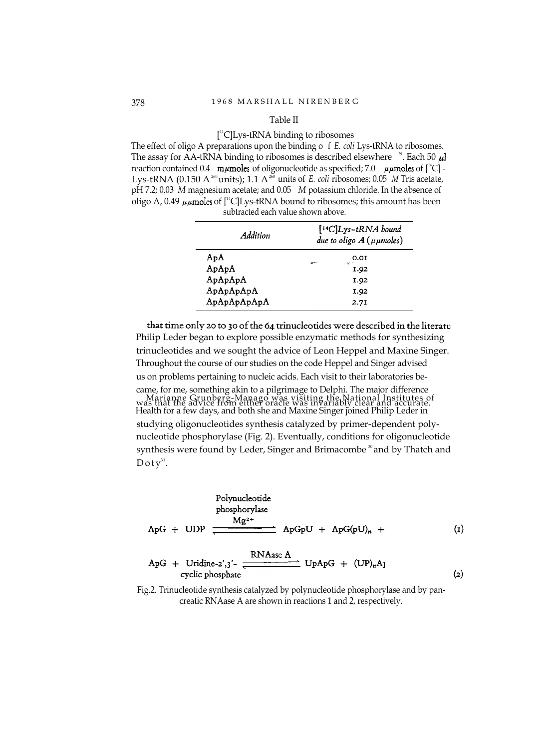Table II

[$^{14}$C]Lys-tRNA binding to ribosomes

The effect of oligo A preparations upon the binding of *E. coli* Lys-tRNA to ribosomes. The assay for AA-tRNA binding to ribosomes is described elsewhere [29]. Each 50 $\mu$l reaction contained 0.4 m$\mu$moles of oligonucleotide as specified; 7.0 $\mu\mu$moles of [$^{14}$C]-Lys-tRNA (0.150 $A^{260}$ units); 1.1 $A^{260}$ units of *E. coli* ribosomes; 0.05 *M* Tris acetate, pH 7.2; 0.03 *M* magnesium acetate; and 0.05 *M* potassium chloride. In the absence of oligo A, 0.49 $\mu\mu$moles of [$^{14}$C]Lys-tRNA bound to ribosomes; this amount has been subtracted each value shown above.

| *Addition* | *[$^{14}$C]Lys-tRNA bound due to oligo A ($\mu\mu$moles)* |
|---|---|
| ApA | 0.01 |
| ApApA | 1.92 |
| ApApApA | 1.92 |
| ApApApApA | 1.92 |
| ApApApApApA | 2.71 |

that time only 20 to 30 of the 64 trinucleotides were described in the literature. Philip Leder began to explore possible enzymatic methods for synthesizing trinucleotides and we sought the advice of Leon Heppel and Maxine Singer. Throughout the course of our studies on the code Heppel and Singer advised us on problems pertaining to nucleic acids. Each visit to their laboratories became, for me, something akin to a pilgrimage to Delphi. The major difference was that the advice from either oracle was invariably clear and accurate. Marianne Grunberg-Manago was visiting the National Institutes of Health for a few days, and both she and Maxine Singer joined Philip Leder in studying oligonucleotides synthesis catalyzed by primer-dependent polynucleotide phosphorylase (Fig. 2). Eventually, conditions for oligonucleotide synthesis were found by Leder, Singer and Brimacombe [30] and by Thatch and Doty [31].

$$\text{ApG} + \text{UDP} \xrightleftharpoons[]{\text{Polynucleotide phosphorylase, } Mg^{2+}} \text{ApGpU} + \text{ApG(pU)}_n + \qquad (1)$$

$$\text{ApG} + \text{Uridine-2}',3'\text{-cyclic phosphate} \xrightleftharpoons[]{\text{RNAase A}} \text{UpApG} + (\text{UP})_n\text{A}] \qquad (2)$$

Fig.2. Trinucleotide synthesis catalyzed by polynucleotide phosphorylase and by pancreatic RNAase A are shown in reactions 1 and 2, respectively.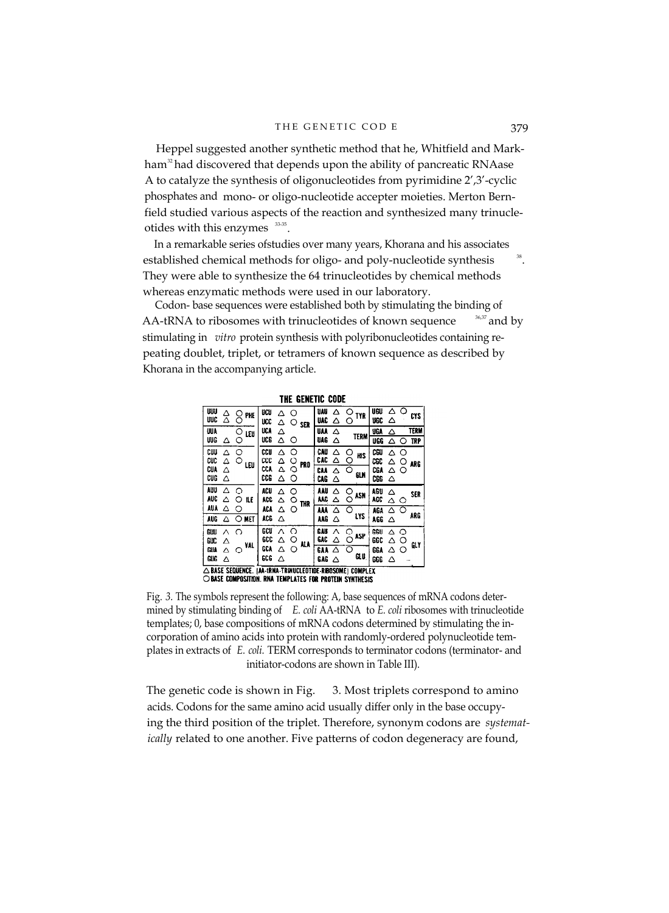Heppel suggested another synthetic method that he, Whitfield and Markham[32] had discovered that depends upon the ability of pancreatic RNAase A to catalyze the synthesis of oligonucleotides from pyrimidine 2',3'-cyclic phosphates and mono- or oligo-nucleotide accepter moieties. Merton Bernfield studied various aspects of the reaction and synthesized many trinucleotides with this enzymes [33-35].

In a remarkable series ofstudies over many years, Khorana and his associates established chemical methods for oligo- and poly-nucleotide synthesis [38]. They were able to synthesize the 64 trinucleotides by chemical methods whereas enzymatic methods were used in our laboratory.

Codon- base sequences were established both by stimulating the binding of AA-tRNA to ribosomes with trinucleotides of known sequence [36,37] and by stimulating in *vitro* protein synthesis with polyribonucleotides containing repeating doublet, triplet, or tetramers of known sequence as described by Khorana in the accompanying article.

**THE GENETIC CODE**

| Codon | | Codon | | Codon | | Codon | |
|---|---|---|---|---|---|---|---|
| UUU △ ○ | PHE | UCU △ ○ | SER | UAU △ ○ | TYR | UGU △ ○ | CYS |
| UUC △ ○ | | UCC △ ○ | | UAC △ ○ | | UGC △ | |
| UUA ○ | LEU | UCA △ | | UAA △ | TERM | UGA △ | TERM |
| UUG △ ○ | | UCG △ ○ | | UAG △ | | UGG △ ○ | TRP |
| CUU △ ○ | LEU | CCU △ ○ | PRO | CAU △ ○ | HIS | CGU △ ○ | ARG |
| CUC △ ○ | | CCC △ ○ | | CAC △ ○ | | CGC △ ○ | |
| CUA △ | | CCA △ ○ | | CAA △ ○ | GLN | CGA △ ○ | |
| CUG △ | | CCG △ ○ | | CAG △ | | CGG △ | |
| AUU △ ○ | ILE | ACU △ ○ | THR | AAU △ ○ | ASN | AGU △ | SER |
| AUC △ ○ | | ACC △ ○ | | AAC △ ○ | | AGC △ ○ | |
| AUA △ ○ | | ACA △ ○ | | AAA △ ○ | LYS | AGA △ ○ | ARG |
| AUG △ ○ | MET | ACG △ | | AAG △ | | AGG △ | |
| GUU △ ○ | VAL | GCU △ ○ | ALA | GAU △ ○ | ASP | GGU △ ○ | GLY |
| GUC △ | | GCC △ ○ | | GAC △ ○ | | GGC △ ○ | |
| GUA △ ○ | | GCA △ ○ | | GAA △ ○ | GLU | GGA △ ○ | |
| GUG △ | | GCG △ | | GAG △ | | GGG △ | |

△ BASE SEQUENCE. (AA-tRNA-TRINUCLEOTIDE-RIBOSOME) COMPLEX
○ BASE COMPOSITION. RNA TEMPLATES FOR PROTEIN SYNTHESIS

Fig. *3.* The symbols represent the following: A, base sequences of mRNA codons determined by stimulating binding of *E. coli* AA-tRNA to *E. coli* ribosomes with trinucleotide templates; 0, base compositions of mRNA codons determined by stimulating the incorporation of amino acids into protein with randomly-ordered polynucleotide templates in extracts of *E. coli.* TERM corresponds to terminator codons (terminator- and initiator-codons are shown in Table III).

The genetic code is shown in Fig. 3. Most triplets correspond to amino acids. Codons for the same amino acid usually differ only in the base occupying the third position of the triplet. Therefore, synonym codons are *systematically* related to one another. Five patterns of codon degeneracy are found,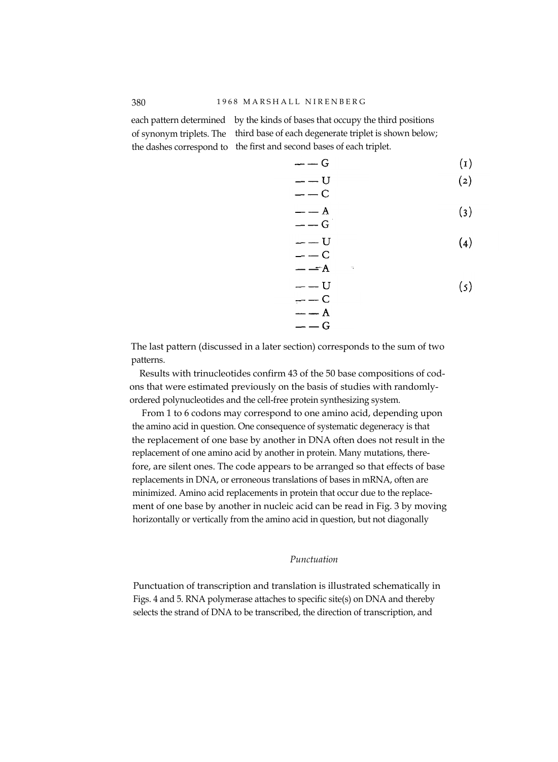each pattern determined by the kinds of bases that occupy the third positions of synonym triplets. The third base of each degenerate triplet is shown below; the dashes correspond to the first and second bases of each triplet.

| Pattern | No. |
|---|---|
| — — G | (1) |
| — — U<br>— — C | (2) |
| — — A<br>— — G | (3) |
| — — U<br>— — C<br>— — A | (4) |
| — — U<br>— — C<br>— — A<br>— — G | (5) |

The last pattern (discussed in a later section) corresponds to the sum of two patterns.

Results with trinucleotides confirm 43 of the 50 base compositions of codons that were estimated previously on the basis of studies with randomly-ordered polynucleotides and the cell-free protein synthesizing system.

From 1 to 6 codons may correspond to one amino acid, depending upon the amino acid in question. One consequence of systematic degeneracy is that the replacement of one base by another in DNA often does not result in the replacement of one amino acid by another in protein. Many mutations, therefore, are silent ones. The code appears to be arranged so that effects of base replacements in DNA, or erroneous translations of bases in mRNA, often are minimized. Amino acid replacements in protein that occur due to the replacement of one base by another in nucleic acid can be read in Fig. 3 by moving horizontally or vertically from the amino acid in question, but not diagonally

### *Punctuation*

Punctuation of transcription and translation is illustrated schematically in Figs. 4 and 5. RNA polymerase attaches to specific site(s) on DNA and thereby selects the strand of DNA to be transcribed, the direction of transcription, and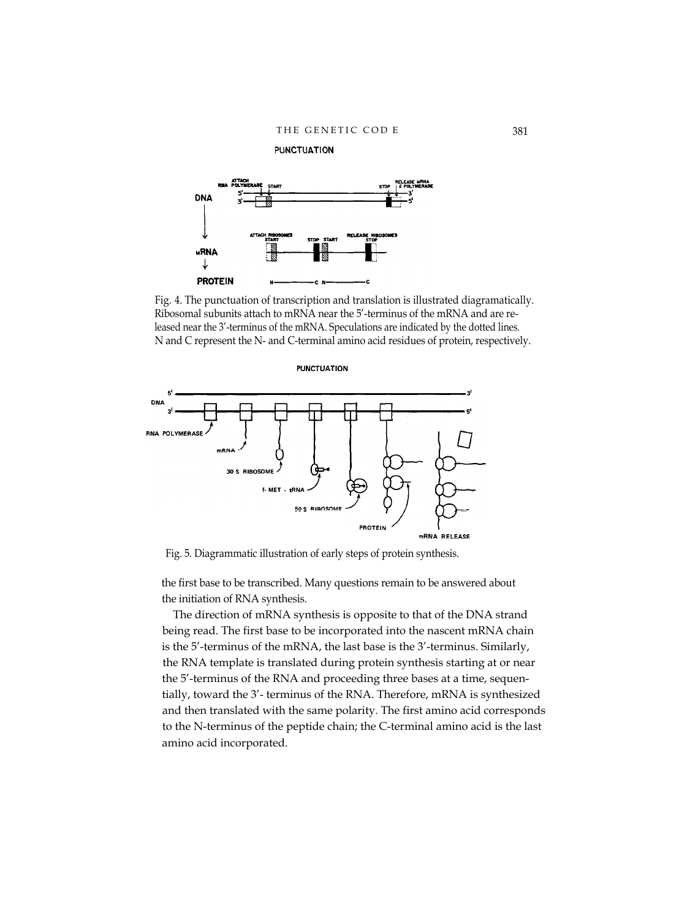Fig. 4. The punctuation of transcription and translation is illustrated diagramatically. Ribosomal subunits attach to mRNA near the 5′-terminus of the mRNA and are released near the 3′-terminus of the mRNA. Speculations are indicated by the dotted lines. N and C represent the N- and C-terminal amino acid residues of protein, respectively.

Fig. 5. Diagrammatic illustration of early steps of protein synthesis.

the first base to be transcribed. Many questions remain to be answered about the initiation of RNA synthesis.

The direction of mRNA synthesis is opposite to that of the DNA strand being read. The first base to be incorporated into the nascent mRNA chain is the 5′-terminus of the mRNA, the last base is the 3′-terminus. Similarly, the RNA template is translated during protein synthesis starting at or near the 5′-terminus of the RNA and proceeding three bases at a time, sequentially, toward the 3′- terminus of the RNA. Therefore, mRNA is synthesized and then translated with the same polarity. The first amino acid corresponds to the N-terminus of the peptide chain; the C-terminal amino acid is the last amino acid incorporated.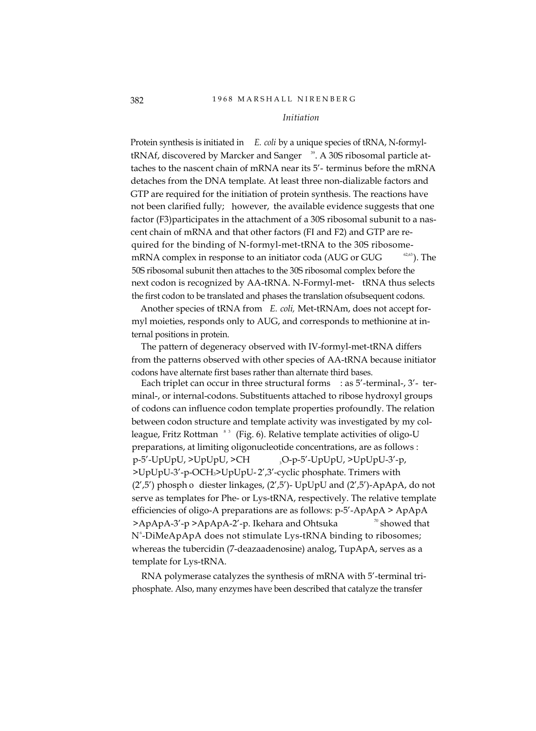### *Initiation*

Protein synthesis is initiated in *E. coli* by a unique species of tRNA, N-formyl-tRNAf, discovered by Marcker and Sanger [39]. A 30S ribosomal particle attaches to the nascent chain of mRNA near its 5'- terminus before the mRNA detaches from the DNA template. At least three non-dializable factors and GTP are required for the initiation of protein synthesis. The reactions have not been clarified fully; however, the available evidence suggests that one factor (F3)participates in the attachment of a 30S ribosomal subunit to a nascent chain of mRNA and that other factors (FI and F2) and GTP are required for the binding of N-formyl-met-tRNA to the 30S ribosome-mRNA complex in response to an initiator coda (AUG or GUG [62,63]). The 50S ribosomal subunit then attaches to the 30S ribosomal complex before the next codon is recognized by AA-tRNA. N-Formyl-met- tRNA thus selects the first codon to be translated and phases the translation ofsubsequent codons.

Another species of tRNA from *E. coli,* Met-tRNAm, does not accept formyl moieties, responds only to AUG, and corresponds to methionine at internal positions in protein.

The pattern of degeneracy observed with IV-formyl-met-tRNA differs from the patterns observed with other species of AA-tRNA because initiator codons have alternate first bases rather than alternate third bases.

Each triplet can occur in three structural forms : as 5'-terminal-, 3'- terminal-, or internal-codons. Substituents attached to ribose hydroxyl groups of codons can influence codon template properties profoundly. The relation between codon structure and template activity was investigated by my colleague, Fritz Rottman [83] (Fig. 6). Relative template activities of oligo-U preparations, at limiting oligonucleotide concentrations, are as follows : p-5'-UpUpU, >UpUpU, >$CH_3$O-p-5'-UpUpU, >UpUpU-3'-p, >UpUpU-3'-p-$OCH_3$>UpUpU- 2',3'-cyclic phosphate. Trimers with (2',5') phosph o diester linkages, (2',5')- UpUpU and (2',5')-ApApA, do not serve as templates for Phe- or Lys-tRNA, respectively. The relative template efficiencies of oligo-A preparations are as follows: p-5'-ApApA > ApApA >ApApA-3'-p >ApApA-2'-p. Ikehara and Ohtsuka [70] showed that $N^6$-DiMeApApA does not stimulate Lys-tRNA binding to ribosomes; whereas the tubercidin (7-deazaadenosine) analog, TupApA, serves as a template for Lys-tRNA.

RNA polymerase catalyzes the synthesis of mRNA with 5'-terminal triphosphate. Also, many enzymes have been described that catalyze the transfer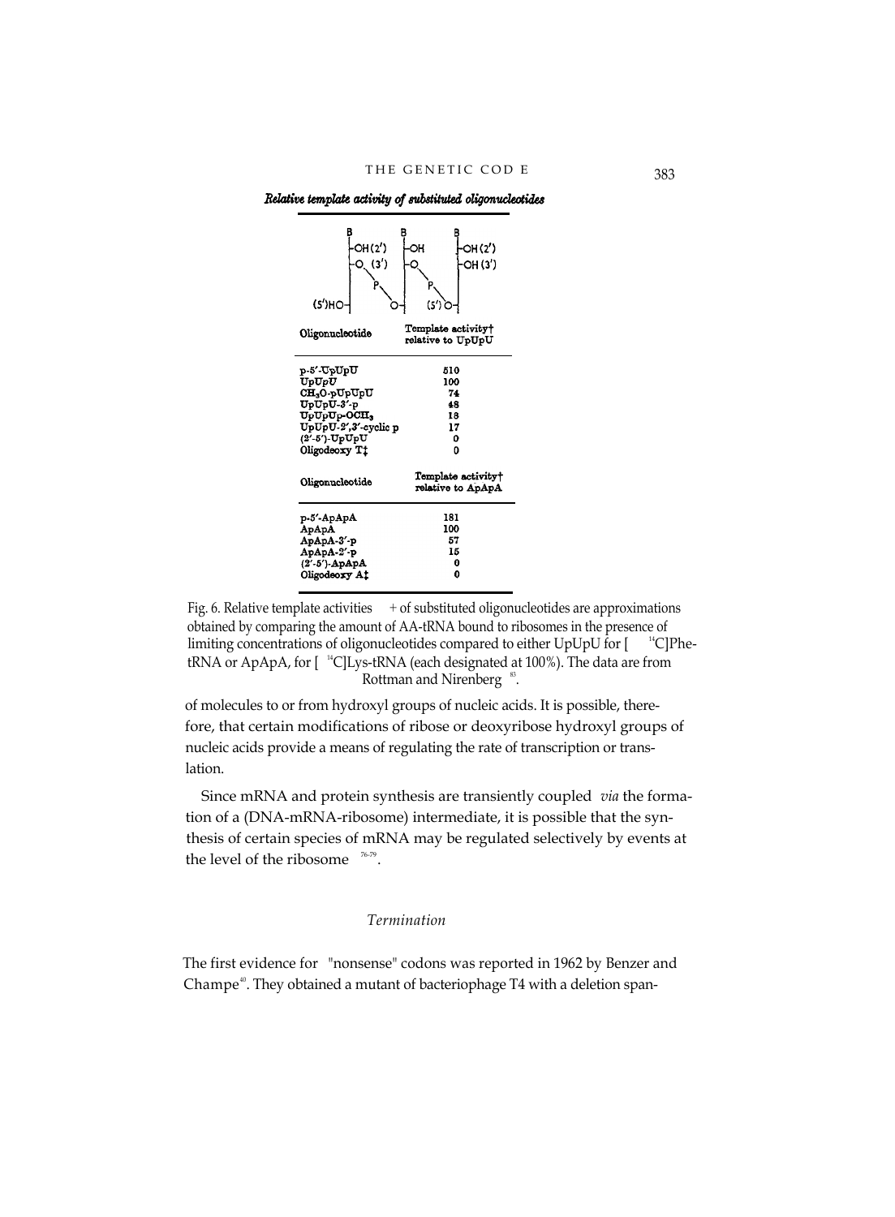*Relative template activity of substituted oligonucleotides*

| Oligonucleotide | Template activity† relative to UpUpU |
|---|---|
| p-5′-UpUpU | 510 |
| UpUpU | 100 |
| $CH_3O$-pUpUpU | 74 |
| UpUpU-3′-p | 48 |
| UpUpUp-$OCH_3$ | 18 |
| UpUpU-2′,3′-cyclic p | 17 |
| (2′-5′)-UpUpU | 0 |
| Oligodeoxy T‡ | 0 |

| Oligonucleotide | Template activity† relative to ApApA |
|---|---|
| p-5′-ApApA | 181 |
| ApApA | 100 |
| ApApA-3′-p | 57 |
| ApApA-2′-p | 15 |
| (2′-5′)-ApApA | 0 |
| Oligodeoxy A‡ | 0 |

Fig. 6. Relative template activities † of substituted oligonucleotides are approximations obtained by comparing the amount of AA-tRNA bound to ribosomes in the presence of limiting concentrations of oligonucleotides compared to either UpUpU for [$^{14}$C]Phe-tRNA or ApApA, for [$^{14}$C]Lys-tRNA (each designated at 100%). The data are from Rottman and Nirenberg [83].

of molecules to or from hydroxyl groups of nucleic acids. It is possible, therefore, that certain modifications of ribose or deoxyribose hydroxyl groups of nucleic acids provide a means of regulating the rate of transcription or translation.

Since mRNA and protein synthesis are transiently coupled *via* the formation of a (DNA-mRNA-ribosome) intermediate, it is possible that the synthesis of certain species of mRNA may be regulated selectively by events at the level of the ribosome [76-79].

### *Termination*

The first evidence for "nonsense" codons was reported in 1962 by Benzer and Champe[40]. They obtained a mutant of bacteriophage T4 with a deletion span-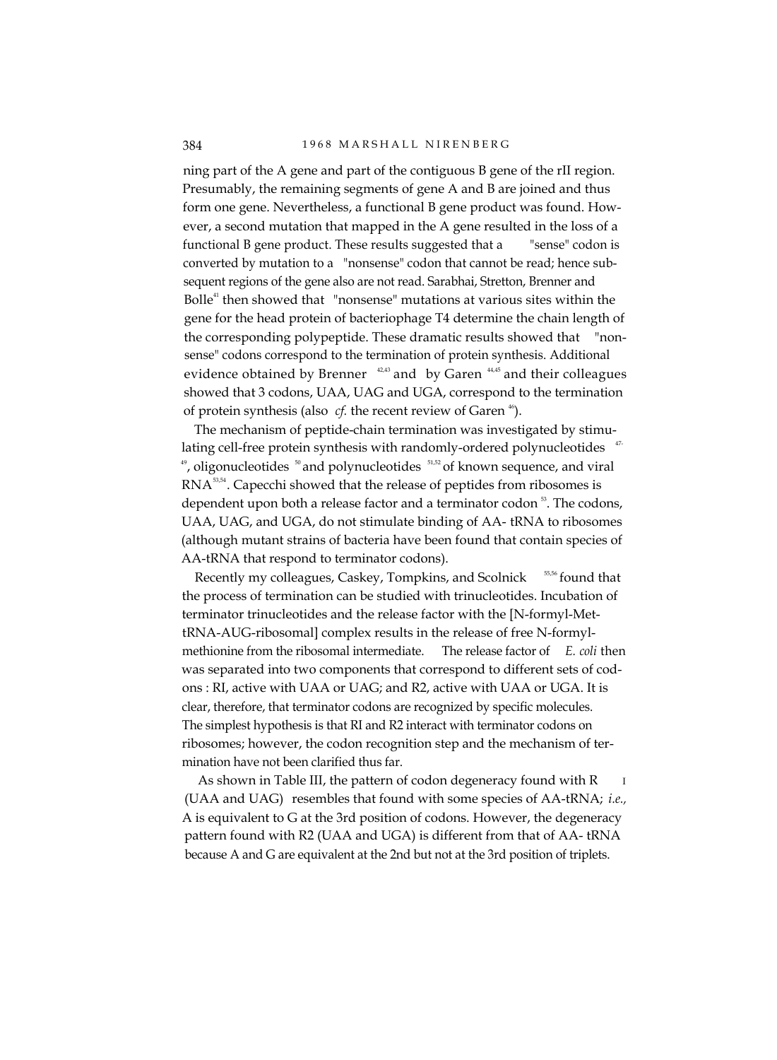ning part of the A gene and part of the contiguous B gene of the rII region. Presumably, the remaining segments of gene A and B are joined and thus form one gene. Nevertheless, a functional B gene product was found. However, a second mutation that mapped in the A gene resulted in the loss of a functional B gene product. These results suggested that a "sense" codon is converted by mutation to a "nonsense" codon that cannot be read; hence subsequent regions of the gene also are not read. Sarabhai, Stretton, Brenner and Bolle[41] then showed that "nonsense" mutations at various sites within the gene for the head protein of bacteriophage T4 determine the chain length of the corresponding polypeptide. These dramatic results showed that "nonsense" codons correspond to the termination of protein synthesis. Additional evidence obtained by Brenner [42,43] and by Garen [44,45] and their colleagues showed that 3 codons, UAA, UAG and UGA, correspond to the termination of protein synthesis (also *cf.* the recent review of Garen [46]).

The mechanism of peptide-chain termination was investigated by stimulating cell-free protein synthesis with randomly-ordered polynucleotides [47-49], oligonucleotides [50] and polynucleotides [51,52] of known sequence, and viral RNA[53,54]. Capecchi showed that the release of peptides from ribosomes is dependent upon both a release factor and a terminator codon [53]. The codons, UAA, UAG, and UGA, do not stimulate binding of AA- tRNA to ribosomes (although mutant strains of bacteria have been found that contain species of AA-tRNA that respond to terminator codons).

Recently my colleagues, Caskey, Tompkins, and Scolnick [55,56] found that the process of termination can be studied with trinucleotides. Incubation of terminator trinucleotides and the release factor with the [N-formyl-Met-tRNA-AUG-ribosomal] complex results in the release of free N-formyl-methionine from the ribosomal intermediate. The release factor of *E. coli* then was separated into two components that correspond to different sets of codons : RI, active with UAA or UAG; and R2, active with UAA or UGA. It is clear, therefore, that terminator codons are recognized by specific molecules. The simplest hypothesis is that RI and R2 interact with terminator codons on ribosomes; however, the codon recognition step and the mechanism of termination have not been clarified thus far.

As shown in Table III, the pattern of codon degeneracy found with RI (UAA and UAG) resembles that found with some species of AA-tRNA; *i.e.,* A is equivalent to G at the 3rd position of codons. However, the degeneracy pattern found with R2 (UAA and UGA) is different from that of AA- tRNA because A and G are equivalent at the 2nd but not at the 3rd position of triplets.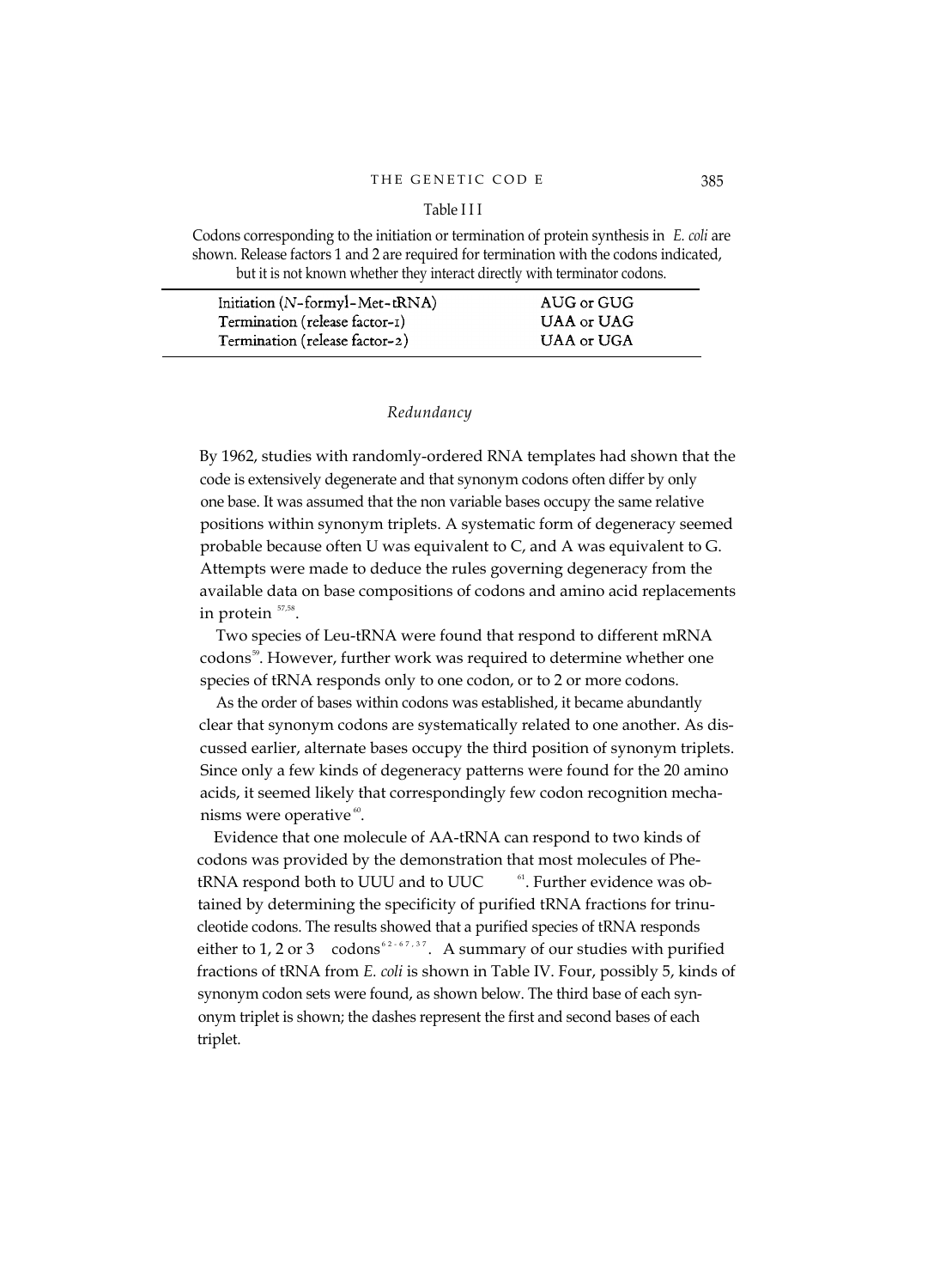Table III

Codons corresponding to the initiation or termination of protein synthesis in *E. coli* are shown. Release factors 1 and 2 are required for termination with the codons indicated, but it is not known whether they interact directly with terminator codons.

| | |
|---|---|
| Initiation (*N*-formyl-Met-tRNA) | AUG or GUG |
| Termination (release factor-1) | UAA or UAG |
| Termination (release factor-2) | UAA or UGA |

### *Redundancy*

By 1962, studies with randomly-ordered RNA templates had shown that the code is extensively degenerate and that synonym codons often differ by only one base. It was assumed that the non variable bases occupy the same relative positions within synonym triplets. A systematic form of degeneracy seemed probable because often U was equivalent to C, and A was equivalent to G. Attempts were made to deduce the rules governing degeneracy from the available data on base compositions of codons and amino acid replacements in protein [57,58].

Two species of Leu-tRNA were found that respond to different mRNA codons[59]. However, further work was required to determine whether one species of tRNA responds only to one codon, or to 2 or more codons.

As the order of bases within codons was established, it became abundantly clear that synonym codons are systematically related to one another. As discussed earlier, alternate bases occupy the third position of synonym triplets. Since only a few kinds of degeneracy patterns were found for the 20 amino acids, it seemed likely that correspondingly few codon recognition mechanisms were operative[60].

Evidence that one molecule of AA-tRNA can respond to two kinds of codons was provided by the demonstration that most molecules of Phe-tRNA respond both to UUU and to UUC [61]. Further evidence was obtained by determining the specificity of purified tRNA fractions for trinucleotide codons. The results showed that a purified species of tRNA responds either to 1, 2 or 3 codons[62-67,37]. A summary of our studies with purified fractions of tRNA from *E. coli* is shown in Table IV. Four, possibly 5, kinds of synonym codon sets were found, as shown below. The third base of each synonym triplet is shown; the dashes represent the first and second bases of each triplet.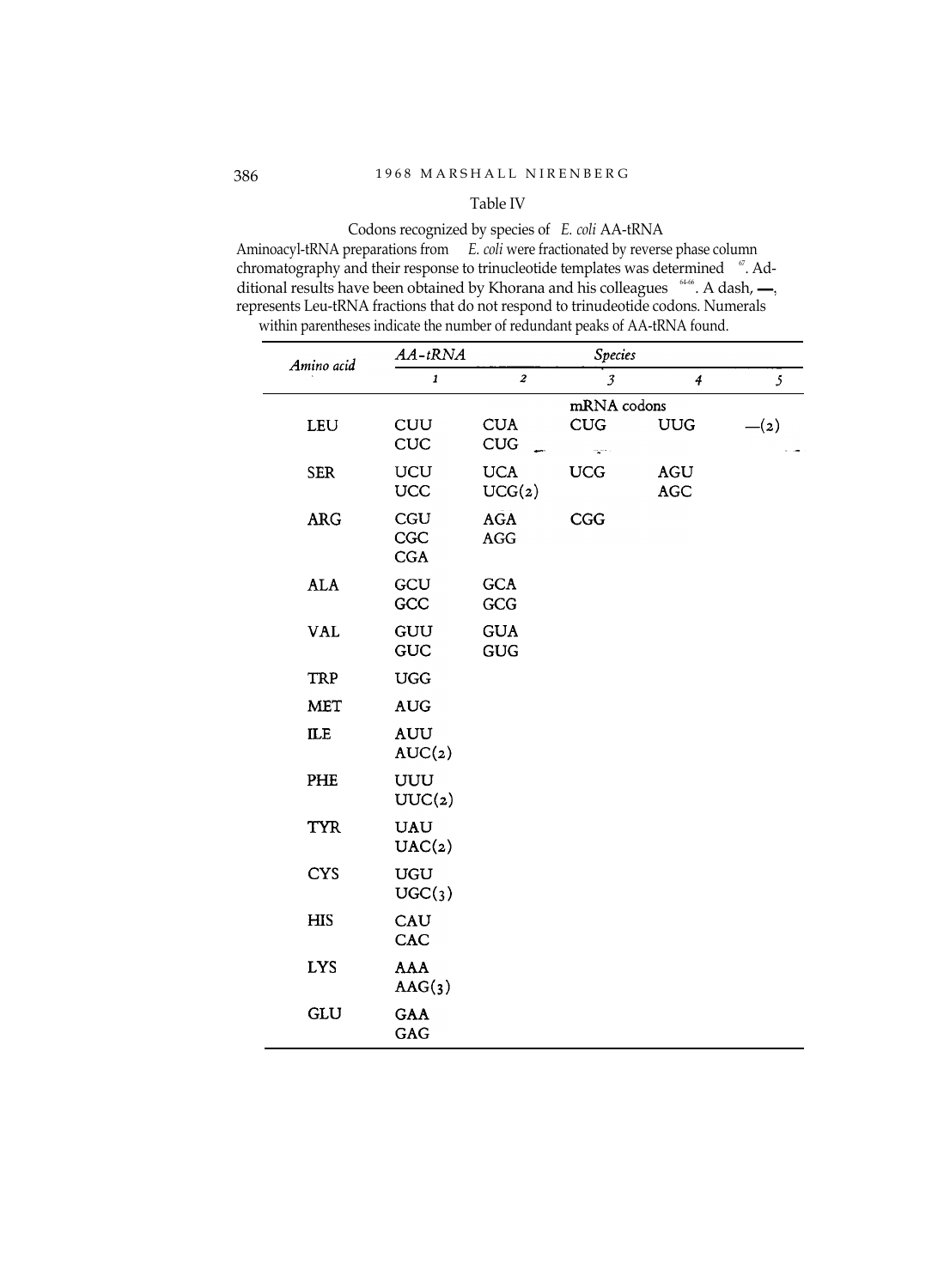Table IV

Codons recognized by species of *E. coli* AA-tRNA

Aminoacyl-tRNA preparations from *E. coli* were fractionated by reverse phase column chromatography and their response to trinucleotide templates was determined [67]. Additional results have been obtained by Khorana and his colleagues [64-66]. A dash, —, represents Leu-tRNA fractions that do not respond to trinudeotide codons. Numerals within parentheses indicate the number of redundant peaks of AA-tRNA found.

| Amino acid | AA-tRNA Species | | | | |
|---|---|---|---|---|---|
| | 1 | 2 | 3 | 4 | 5 |
| | | | mRNA codons | | |
| LEU | CUU<br>CUC | CUA<br>CUG | CUG | UUG | —(2) |
| SER | UCU<br>UCC | UCA<br>UCG(2) | UCG | AGU<br>AGC | |
| ARG | CGU<br>CGC<br>CGA | AGA<br>AGG | CGG | | |
| ALA | GCU<br>GCC | GCA<br>GCG | | | |
| VAL | GUU<br>GUC | GUA<br>GUG | | | |
| TRP | UGG | | | | |
| MET | AUG | | | | |
| ILE | AUU<br>AUC(2) | | | | |
| PHE | UUU<br>UUC(2) | | | | |
| TYR | UAU<br>UAC(2) | | | | |
| CYS | UGU<br>UGC(3) | | | | |
| HIS | CAU<br>CAC | | | | |
| LYS | AAA<br>AAG(3) | | | | |
| GLU | GAA<br>GAG | | | | |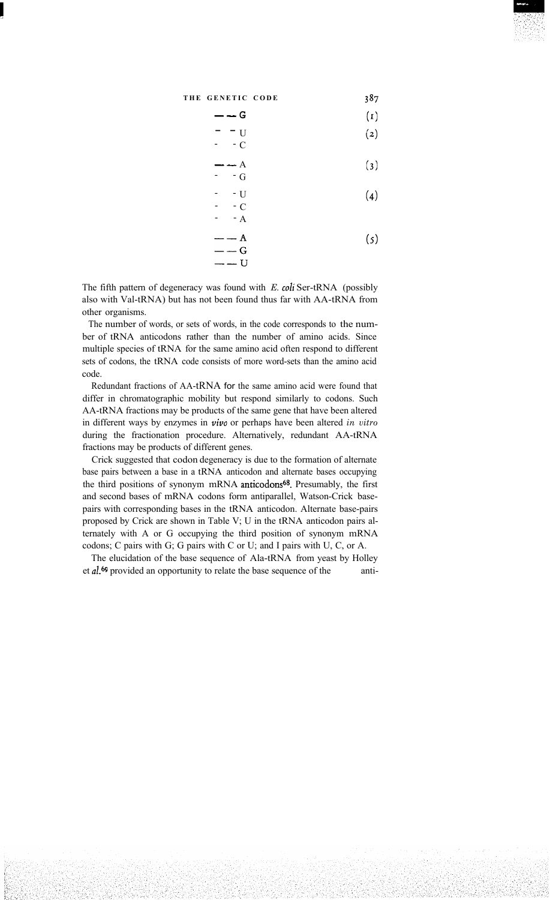— — G (1)

— — U (2)
— — C

— — A (3)
— — G

— — U (4)
— — C
— — A

— — A (5)
— — G
— — U

The fifth pattern of degeneracy was found with *E. coli* Ser-tRNA (possibly also with Val-tRNA) but has not been found thus far with AA-tRNA from other organisms.

The number of words, or sets of words, in the code corresponds to the number of tRNA anticodons rather than the number of amino acids. Since multiple species of tRNA for the same amino acid often respond to different sets of codons, the tRNA code consists of more word-sets than the amino acid code.

Redundant fractions of AA-tRNA for the same amino acid were found that differ in chromatographic mobility but respond similarly to codons. Such AA-tRNA fractions may be products of the same gene that have been altered in different ways by enzymes in *vivo* or perhaps have been altered *in vitro* during the fractionation procedure. Alternatively, redundant AA-tRNA fractions may be products of different genes.

Crick suggested that codon degeneracy is due to the formation of alternate base pairs between a base in a tRNA anticodon and alternate bases occupying the third positions of synonym mRNA anticodons[68]. Presumably, the first and second bases of mRNA codons form antiparallel, Watson-Crick base-pairs with corresponding bases in the tRNA anticodon. Alternate base-pairs proposed by Crick are shown in Table V; U in the tRNA anticodon pairs alternately with A or G occupying the third position of synonym mRNA codons; C pairs with G; G pairs with C or U; and I pairs with U, C, or A.

The elucidation of the base sequence of Ala-tRNA from yeast by Holley et *al.*[69] provided an opportunity to relate the base sequence of the anti-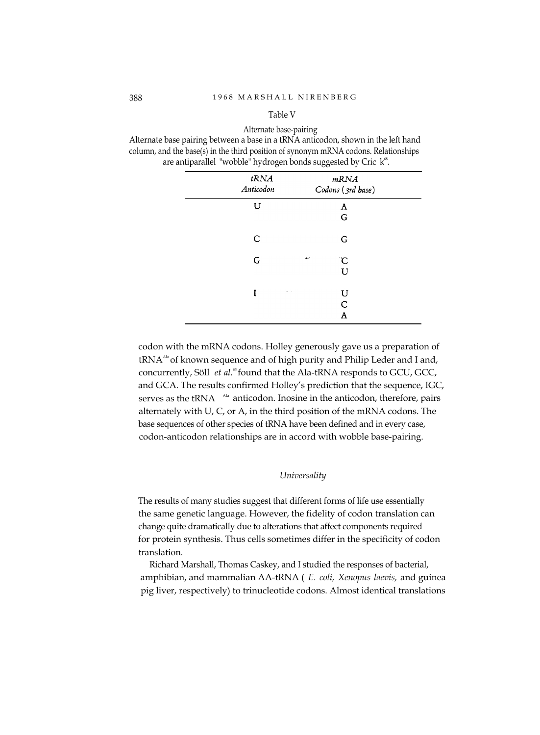Table V

Alternate base-pairing

Alternate base pairing between a base in a tRNA anticodon, shown in the left hand column, and the base(s) in the third position of synonym mRNA codons. Relationships are antiparallel "wobble" hydrogen bonds suggested by Crick[68].

| *tRNA Anticodon* | *mRNA Codons (3rd base)* |
|---|---|
| U | A<br>G |
| C | G |
| G | C<br>U |
| I | U<br>C<br>A |

codon with the mRNA codons. Holley generously gave us a preparation of tRNA$^{Ala}$ of known sequence and of high purity and Philip Leder and I and, concurrently, Söll *et al.*[65] found that the Ala-tRNA responds to GCU, GCC, and GCA. The results confirmed Holley's prediction that the sequence, IGC, serves as the tRNA$^{Ala}$ anticodon. Inosine in the anticodon, therefore, pairs alternately with U, C, or A, in the third position of the mRNA codons. The base sequences of other species of tRNA have been defined and in every case, codon-anticodon relationships are in accord with wobble base-pairing.

### *Universality*

The results of many studies suggest that different forms of life use essentially the same genetic language. However, the fidelity of codon translation can change quite dramatically due to alterations that affect components required for protein synthesis. Thus cells sometimes differ in the specificity of codon translation.

Richard Marshall, Thomas Caskey, and I studied the responses of bacterial, amphibian, and mammalian AA-tRNA ( *E. coli, Xenopus laevis,* and guinea pig liver, respectively) to trinucleotide codons. Almost identical translations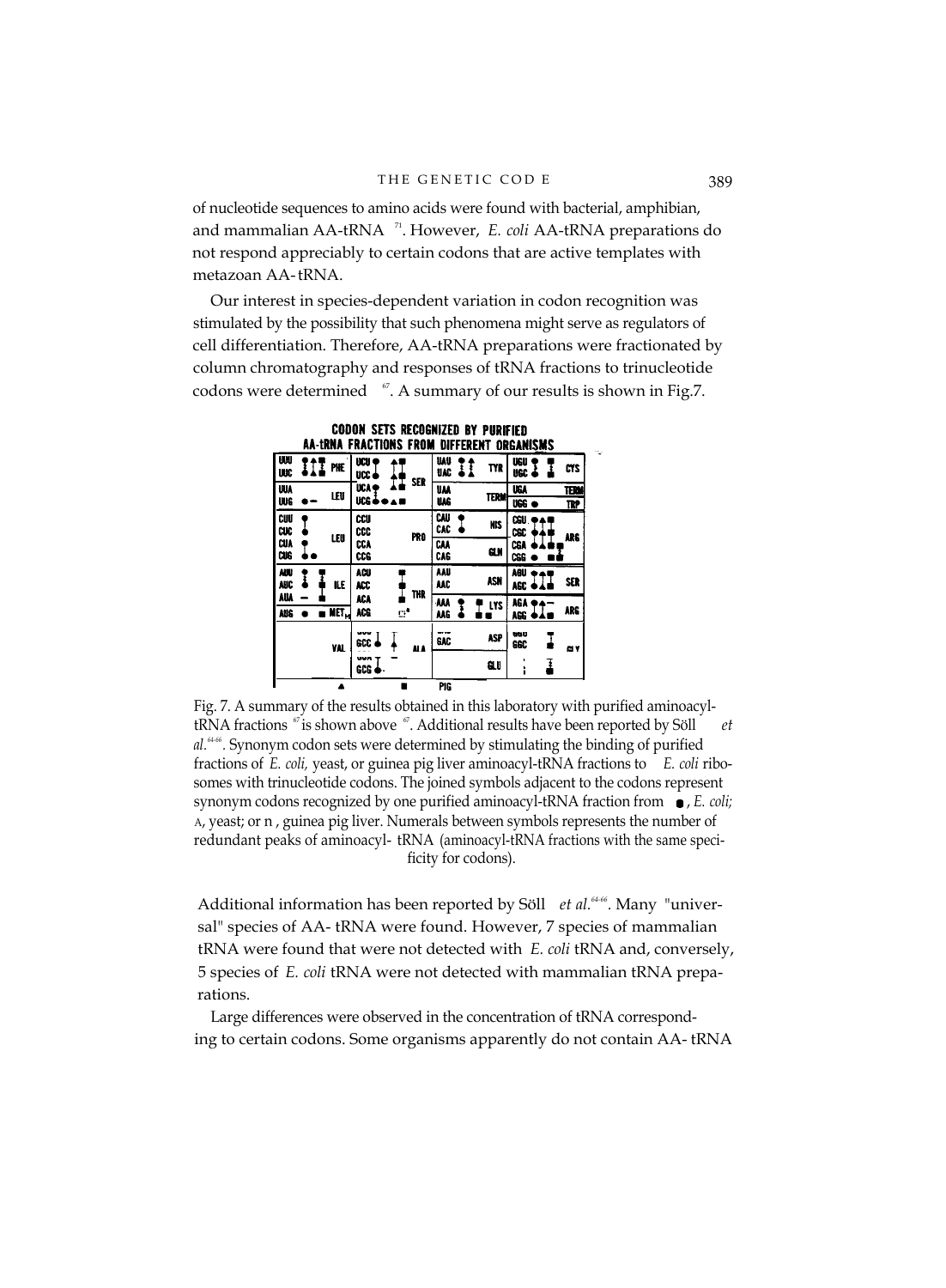of nucleotide sequences to amino acids were found with bacterial, amphibian, and mammalian AA-tRNA [71]. However, *E. coli* AA-tRNA preparations do not respond appreciably to certain codons that are active templates with metazoan AA-tRNA.

Our interest in species-dependent variation in codon recognition was stimulated by the possibility that such phenomena might serve as regulators of cell differentiation. Therefore, AA-tRNA preparations were fractionated by column chromatography and responses of tRNA fractions to trinucleotide codons were determined [67]. A summary of our results is shown in Fig.7.

**CODON SETS RECOGNIZED BY PURIFIED AA-tRNA FRACTIONS FROM DIFFERENT ORGANISMS**

Fig. 7. A summary of the results obtained in this laboratory with purified aminoacyl-tRNA fractions [67] is shown above [67]. Additional results have been reported by Söll *et al.*[64-66]. Synonym codon sets were determined by stimulating the binding of purified fractions of *E. coli,* yeast, or guinea pig liver aminoacyl-tRNA fractions to *E. coli* ribosomes with trinucleotide codons. The joined symbols adjacent to the codons represent synonym codons recognized by one purified aminoacyl-tRNA fraction from ●, *E. coli;* ▲, yeast; or ■, guinea pig liver. Numerals between symbols represents the number of redundant peaks of aminoacyl- tRNA (aminoacyl-tRNA fractions with the same specificity for codons).

Additional information has been reported by Söll *et al.*[64-66]. Many "universal" species of AA- tRNA were found. However, 7 species of mammalian tRNA were found that were not detected with *E. coli* tRNA and, conversely, 5 species of *E. coli* tRNA were not detected with mammalian tRNA preparations.

Large differences were observed in the concentration of tRNA corresponding to certain codons. Some organisms apparently do not contain AA- tRNA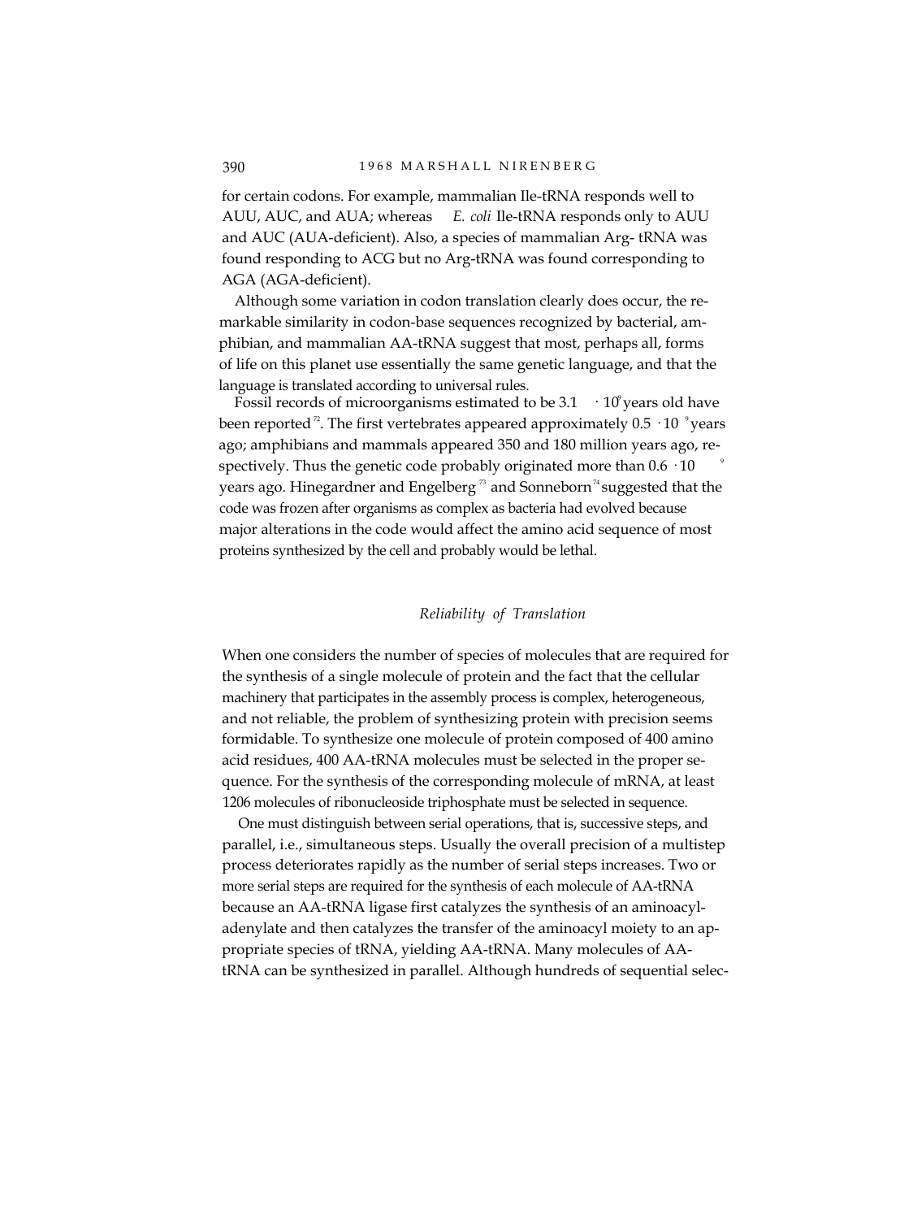for certain codons. For example, mammalian Ile-tRNA responds well to AUU, AUC, and AUA; whereas *E. coli* Ile-tRNA responds only to AUU and AUC (AUA-deficient). Also, a species of mammalian Arg- tRNA was found responding to ACG but no Arg-tRNA was found corresponding to AGA (AGA-deficient).

Although some variation in codon translation clearly does occur, the remarkable similarity in codon-base sequences recognized by bacterial, amphibian, and mammalian AA-tRNA suggest that most, perhaps all, forms of life on this planet use essentially the same genetic language, and that the language is translated according to universal rules.

Fossil records of microorganisms estimated to be $3.1 \cdot 10^9$ years old have been reported[72]. The first vertebrates appeared approximately $0.5 \cdot 10^9$ years ago; amphibians and mammals appeared 350 and 180 million years ago, respectively. Thus the genetic code probably originated more than $0.6 \cdot 10^9$ years ago. Hinegardner and Engelberg[73] and Sonneborn[74] suggested that the code was frozen after organisms as complex as bacteria had evolved because major alterations in the code would affect the amino acid sequence of most proteins synthesized by the cell and probably would be lethal.

### *Reliability of Translation*

When one considers the number of species of molecules that are required for the synthesis of a single molecule of protein and the fact that the cellular machinery that participates in the assembly process is complex, heterogeneous, and not reliable, the problem of synthesizing protein with precision seems formidable. To synthesize one molecule of protein composed of 400 amino acid residues, 400 AA-tRNA molecules must be selected in the proper sequence. For the synthesis of the corresponding molecule of mRNA, at least 1206 molecules of ribonucleoside triphosphate must be selected in sequence.

One must distinguish between serial operations, that is, successive steps, and parallel, i.e., simultaneous steps. Usually the overall precision of a multistep process deteriorates rapidly as the number of serial steps increases. Two or more serial steps are required for the synthesis of each molecule of AA-tRNA because an AA-tRNA ligase first catalyzes the synthesis of an aminoacyl-adenylate and then catalyzes the transfer of the aminoacyl moiety to an appropriate species of tRNA, yielding AA-tRNA. Many molecules of AA-tRNA can be synthesized in parallel. Although hundreds of sequential selec-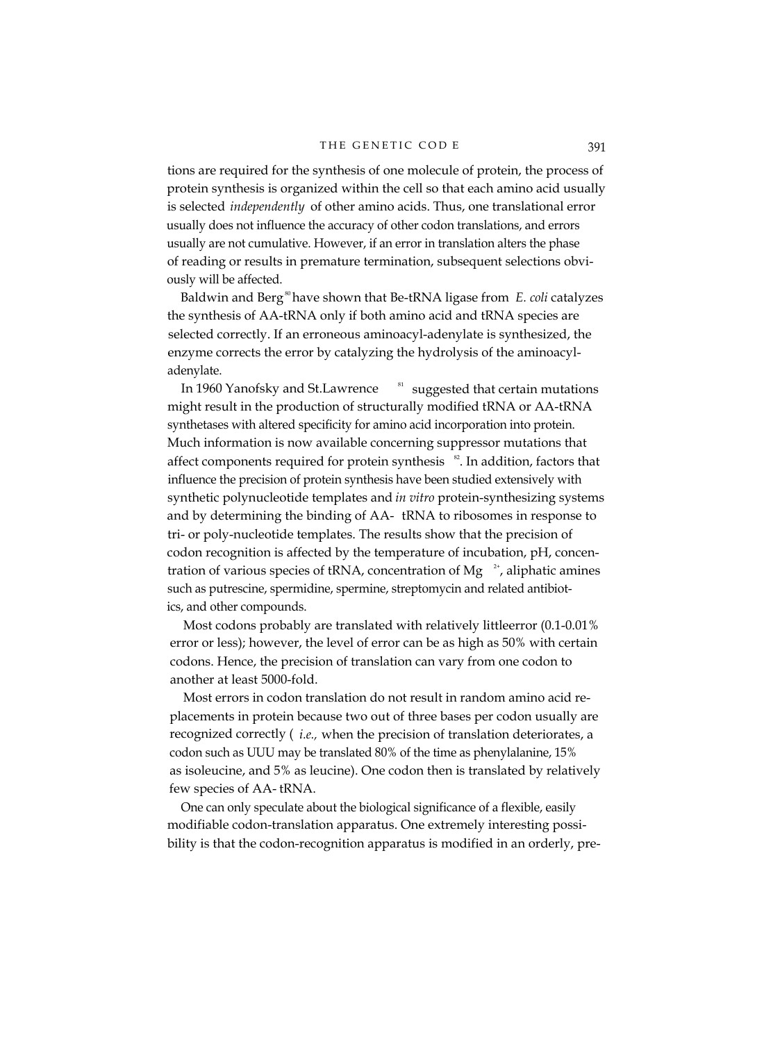tions are required for the synthesis of one molecule of protein, the process of protein synthesis is organized within the cell so that each amino acid usually is selected *independently* of other amino acids. Thus, one translational error usually does not influence the accuracy of other codon translations, and errors usually are not cumulative. However, if an error in translation alters the phase of reading or results in premature termination, subsequent selections obviously will be affected.

Baldwin and Berg[80] have shown that Be-tRNA ligase from *E. coli* catalyzes the synthesis of AA-tRNA only if both amino acid and tRNA species are selected correctly. If an erroneous aminoacyl-adenylate is synthesized, the enzyme corrects the error by catalyzing the hydrolysis of the aminoacyl-adenylate.

In 1960 Yanofsky and St.Lawrence [81] suggested that certain mutations might result in the production of structurally modified tRNA or AA-tRNA synthetases with altered specificity for amino acid incorporation into protein. Much information is now available concerning suppressor mutations that affect components required for protein synthesis [82]. In addition, factors that influence the precision of protein synthesis have been studied extensively with synthetic polynucleotide templates and *in vitro* protein-synthesizing systems and by determining the binding of AA- tRNA to ribosomes in response to tri- or poly-nucleotide templates. The results show that the precision of codon recognition is affected by the temperature of incubation, pH, concentration of various species of tRNA, concentration of $Mg^{2+}$, aliphatic amines such as putrescine, spermidine, spermine, streptomycin and related antibiotics, and other compounds.

Most codons probably are translated with relatively littleerror (0.1-0.01% error or less); however, the level of error can be as high as 50% with certain codons. Hence, the precision of translation can vary from one codon to another at least 5000-fold.

Most errors in codon translation do not result in random amino acid replacements in protein because two out of three bases per codon usually are recognized correctly ( *i.e.,* when the precision of translation deteriorates, a codon such as UUU may be translated 80% of the time as phenylalanine, 15% as isoleucine, and 5% as leucine). One codon then is translated by relatively few species of AA- tRNA.

One can only speculate about the biological significance of a flexible, easily modifiable codon-translation apparatus. One extremely interesting possibility is that the codon-recognition apparatus is modified in an orderly, pre-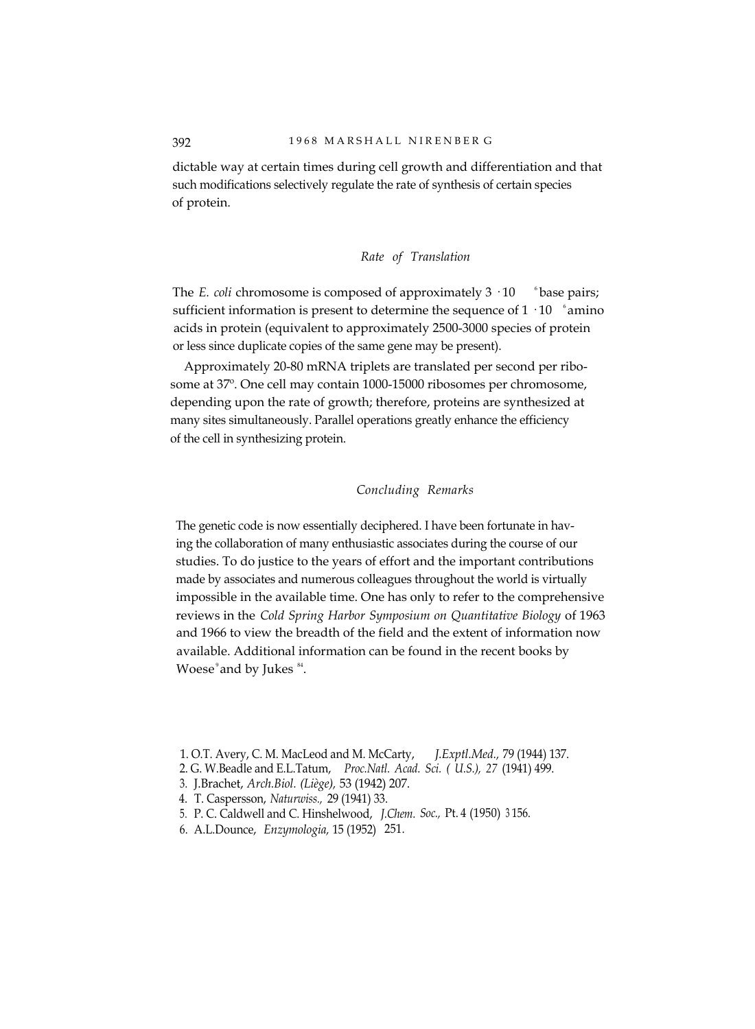dictable way at certain times during cell growth and differentiation and that such modifications selectively regulate the rate of synthesis of certain species of protein.

### *Rate of Translation*

The *E. coli* chromosome is composed of approximately $3 \cdot 10^6$ base pairs; sufficient information is present to determine the sequence of $1 \cdot 10^6$ amino acids in protein (equivalent to approximately 2500-3000 species of protein or less since duplicate copies of the same gene may be present).

Approximately 20-80 mRNA triplets are translated per second per ribosome at 37°. One cell may contain 1000-15000 ribosomes per chromosome, depending upon the rate of growth; therefore, proteins are synthesized at many sites simultaneously. Parallel operations greatly enhance the efficiency of the cell in synthesizing protein.

### *Concluding Remarks*

The genetic code is now essentially deciphered. I have been fortunate in having the collaboration of many enthusiastic associates during the course of our studies. To do justice to the years of effort and the important contributions made by associates and numerous colleagues throughout the world is virtually impossible in the available time. One has only to refer to the comprehensive reviews in the *Cold Spring Harbor Symposium on Quantitative Biology* of 1963 and 1966 to view the breadth of the field and the extent of information now available. Additional information can be found in the recent books by Woese[9] and by Jukes [84].

1. O.T. Avery, C. M. MacLeod and M. McCarty, *J.Exptl.Med.*, 79 (1944) 137.
2. G. W.Beadle and E.L.Tatum, *Proc.Natl. Acad. Sci. ( U.S.), 27* (1941) 499.
3. J.Brachet, *Arch.Biol. (Liège),* 53 (1942) 207.
4. T. Caspersson, *Naturwiss.,* 29 (1941) 33.
5. P. C. Caldwell and C. Hinshelwood, *J.Chem. Soc.,* Pt. 4 (1950) 3156.
6. A.L.Dounce, *Enzymologia,* 15 (1952) 251.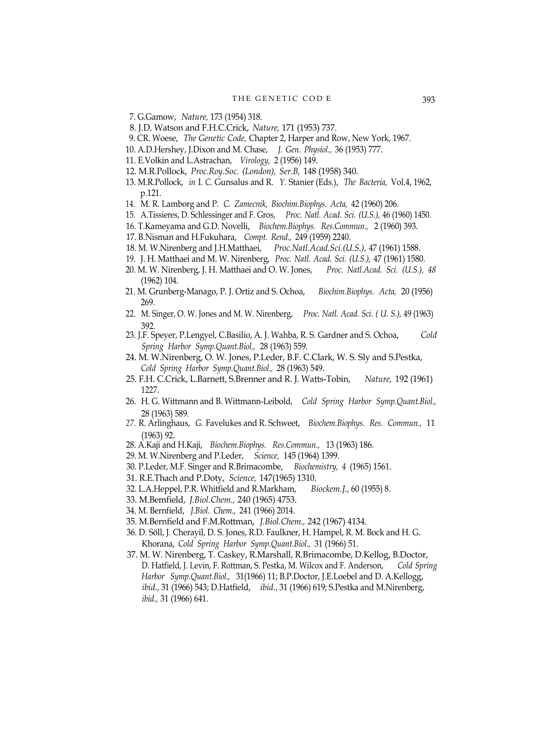7. G.Gamow, *Nature,* 173 (1954) 318.
8. J.D. Watson and F.H.C.Crick, *Nature,* 171 (1953) 737.
9. CR. Woese, *The Genetic Code,* Chapter 2, Harper and Row, New York, 1967.
10. A.D.Hershey, J.Dixon and M. Chase, *J. Gen. Physiol.,* 36 (1953) 777.
11. E.Volkin and L.Astrachan, *Virology,* 2 (1956) 149.
12. M.R.Pollock, *Proc.Roy.Soc. (London), Ser.B,* 148 (1958) 340.
13. M.R.Pollock, *in* I. C. Gunsalus and R. Y. Stanier (Eds.), *The Bacteria,* Vol.4, 1962, p.121.
14. M. R. Lamborg and P. C. Zamecnik, *Biochim.Biophys. Acta,* 42 (1960) 206.
15. A.Tissieres, D. Schlessinger and F. Gros, *Proc. Natl. Acad. Sci. (U.S.),* 46 (1960) 1450.
16. T.Kameyama and G.D. Novelli, *Biochem.Biophys. Res.Commun.,* 2 (1960) 393.
17. B.Nisman and H.Fukuhara, *Compt. Rend.,* 249 (1959) 2240.
18. M. W.Nirenberg and J.H.Matthaei, *Proc.Natl.Acad.Sci.(U.S.),* 47 (1961) 1588.
19. J. H. Matthaei and M. W. Nirenberg, *Proc. Natl. Acad. Sci. (U.S.),* 47 (1961) 1580.
20. M. W. Nirenberg, J. H. Matthaei and O. W. Jones, *Proc. Natl.Acad. Sci. (U.S.), 48* (1962) 104.
21. M. Grunberg-Manago, P. J. Ortiz and S. Ochoa, *Biochim.Biophys. Acta,* 20 (1956) 269.
22. M. Singer, O. W. Jones and M. W. Nirenberg, *Proc. Natl. Acad. Sci. ( U. S.),* 49 (1963) 392.
23. J.F. Speyer, P.Lengyel, C.Basilio, A. J. Wahba, R. S. Gardner and S. Ochoa, *Cold Spring Harbor Symp.Quant.Biol.,* 28 (1963) 559.
24. M. W.Nirenberg, O. W. Jones, P.Leder, B.F. C.Clark, W. S. Sly and S.Pestka, *Cold Spring Harbor Symp.Quant.Biol.,* 28 (1963) 549.
25. F.H. C.Crick, L.Barnett, S.Brenner and R. J. Watts-Tobin, *Nature,* 192 (1961) 1227.
26. H. G. Wittmann and B. Wittmann-Leibold, *Cold Spring Harbor Symp.Quant.Biol.,* 28 (1963) 589.
27. R. Arlinghaus, G. Favelukes and R. Schweet, *Biochem.Biophys. Res. Commun.,* 11 (1963) 92.
28. A.Kaji and H.Kaji, *Biochem.Biophys. Res.Commun.,* 13 (1963) 186.
29. M. W.Nirenberg and P.Leder, *Science,* 145 (1964) 1399.
30. P.Leder, M.F. Singer and R.Brimacombe, *Biochemistry, 4* (1965) 1561.
31. R.E.Thach and P.Doty, *Science,* 147(1965) 1310.
32. L.A.Heppel, P.R. Whitfield and R.Markham, *Biockem.J.,* 60 (1955) 8.
33. M.Bemfield, *J.Biol.Chem.,* 240 (1965) 4753.
34. M. Bernfield, *J.Biol. Chem.,* 241 (1966) 2014.
35. M.Bernfield and F.M.Rottman, *J.Biol.Chem.,* 242 (1967) 4134.
36. D. Söll, J. Cherayil, D. S. Jones, R.D. Faulkner, H. Hampel, R. M. Bock and H. G. Khorana, *Cold Spring Harbor Symp.Quant.Biol.,* 31 (1966) 51.
37. M. W. Nirenberg, T. Caskey, R.Marshall, R.Brimacombe, D.Kellog, B.Doctor, D. Hatfield, J. Levin, F. Rottman, S. Pestka, M. Wilcox and F. Anderson, *Cold Spring Harbor Symp.Quant.Biol.,* 31(1966) 11; B.P.Doctor, J.E.Loebel and D. A.Kellogg, *ibid.*, 31 (1966) 543; D.Hatfield, *ibid.*, 31 (1966) 619; S.Pestka and M.Nirenberg, *ibid.,* 31 (1966) 641.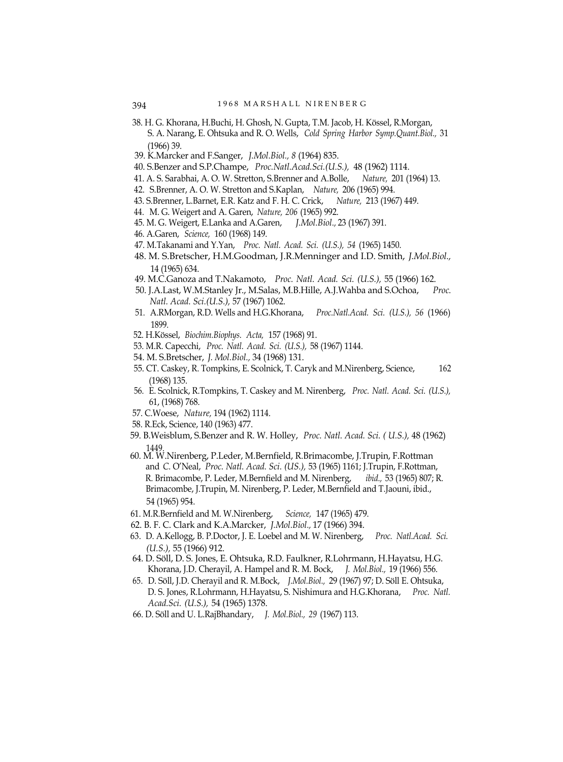38. H. G. Khorana, H.Buchi, H. Ghosh, N. Gupta, T.M. Jacob, H. Kössel, R.Morgan, S. A. Narang, E. Ohtsuka and R. O. Wells, *Cold Spring Harbor Symp.Quant.Biol.,* 31 (1966) 39.
39. K.Marcker and F.Sanger, *J.Mol.Biol., 8* (1964) 835.
40. S.Benzer and S.P.Champe, *Proc.Natl.Acad.Sci.(U.S.),* 48 (1962) 1114.
41. A. S. Sarabhai, A. O. W. Stretton, S.Brenner and A.Bolle, *Nature,* 201 (1964) 13.
42. S.Brenner, A. O. W. Stretton and S.Kaplan, *Nature,* 206 (1965) 994.
43. S.Brenner, L.Barnet, E.R. Katz and F. H. C. Crick, *Nature,* 213 (1967) 449.
44. M. G. Weigert and A. Garen, *Nature, 206* (1965) 992.
45. M. G. Weigert, E.Lanka and A.Garen, *J.Mol.Biol.,* 23 (1967) 391.
46. A.Garen, *Science,* 160 (1968) 149.
47. M.Takanami and Y.Yan, *Proc. Natl. Acad. Sci. (U.S.), 54* (1965) 1450.
48. M. S.Bretscher, H.M.Goodman, J.R.Menninger and I.D. Smith, *J.Mol.Biol.,* 14 (1965) 634.
49. M.C.Ganoza and T.Nakamoto, *Proc. Natl. Acad. Sci. (U.S.),* 55 (1966) 162.
50. J.A.Last, W.M.Stanley Jr., M.Salas, M.B.Hille, A.J.Wahba and S.Ochoa, *Proc. Natl. Acad. Sci.(U.S.),* 57 (1967) 1062.
51. A.RMorgan, R.D. Wells and H.G.Khorana, *Proc.Natl.Acad. Sci. (U.S.), 56* (1966) 1899.
52. H.Kössel, *Biochim.Biophys. Acta,* 157 (1968) 91.
53. M.R. Capecchi, *Proc. Natl. Acad. Sci. (U.S.),* 58 (1967) 1144.
54. M. S.Bretscher, *J. Mol.Biol.,* 34 (1968) 131.
55. CT. Caskey, R. Tompkins, E. Scolnick, T. Caryk and M.Nirenberg, Science, 162 (1968) 135.
56. E. Scolnick, R.Tompkins, T. Caskey and M. Nirenberg, *Proc. Natl. Acad. Sci. (U.S.),* 61, (1968) 768.
57. C.Woese, *Nature,* 194 (1962) 1114.
58. R.Eck, Science, 140 (1963) 477.
59. B.Weisblum, S.Benzer and R. W. Holley, *Proc. Natl. Acad. Sci. ( U.S.),* 48 (1962) 1449.
60. M. W.Nirenberg, P.Leder, M.Bernfield, R.Brimacombe, J.Trupin, F.Rottman and C. O'Neal, *Proc. Natl. Acad. Sci. (US.),* 53 (1965) 1161; J.Trupin, F.Rottman, R. Brimacombe, P. Leder, M.Bernfield and M. Nirenberg, *ibid.,* 53 (1965) 807; R. Brimacombe, J.Trupin, M. Nirenberg, P. Leder, M.Bernfield and T.Jaouni, ibid., 54 (1965) 954.
61. M.R.Bernfield and M. W.Nirenberg, *Science,* 147 (1965) 479.
62. B. F. C. Clark and K.A.Marcker, *J.Mol.Biol.,* 17 (1966) 394.
63. D. A.Kellogg, B. P.Doctor, J. E. Loebel and M. W. Nirenberg, *Proc. Natl.Acad. Sci. (U.S.),* 55 (1966) 912.
64. D. Söll, D. S. Jones, E. Ohtsuka, R.D. Faulkner, R.Lohrmann, H.Hayatsu, H.G. Khorana, J.D. Cherayil, A. Hampel and R. M. Bock, *J. Mol.Biol.,* 19 (1966) 556.
65. D. Söll, J.D. Cherayil and R. M.Bock, *J.Mol.Biol.,* 29 (1967) 97; D. Söll E. Ohtsuka, D. S. Jones, R.Lohrmann, H.Hayatsu, S. Nishimura and H.G.Khorana, *Proc. Natl. Acad.Sci. (U.S.),* 54 (1965) 1378.
66. D. Söll and U. L.RajBhandary, *J. Mol.Biol., 29* (1967) 113.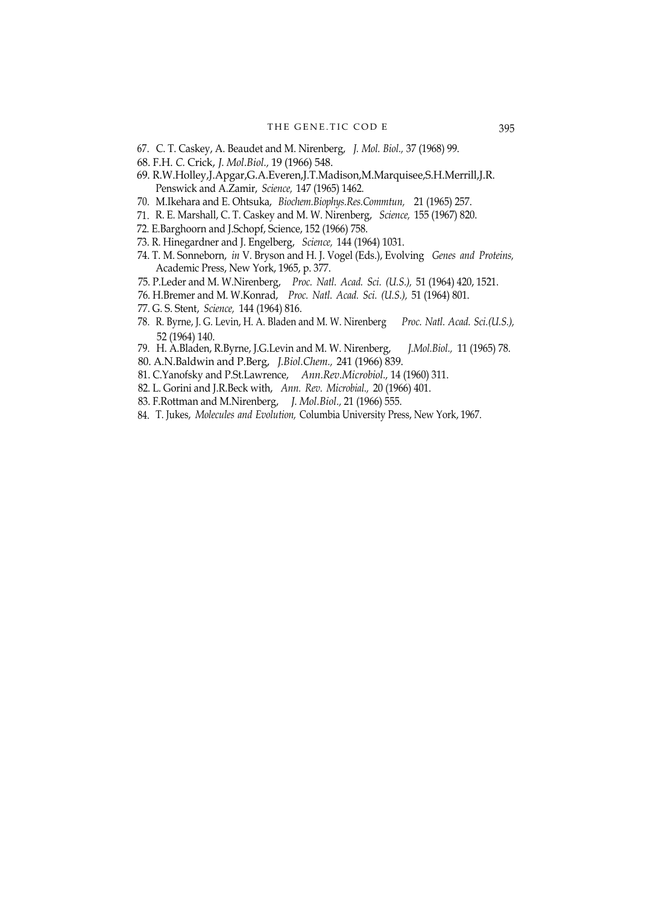67. C. T. Caskey, A. Beaudet and M. Nirenberg, *J. Mol. Biol.,* 37 (1968) 99.
68. F.H. C. Crick, *J. Mol.Biol.,* 19 (1966) 548.
69. R.W.Holley,J.Apgar,G.A.Everen,J.T.Madison,M.Marquisee,S.H.Merrill,J.R. Penswick and A.Zamir, *Science,* 147 (1965) 1462.
70. M.Ikehara and E. Ohtsuka, *Biochem.Biophys.Res.Commtun,* 21 (1965) 257.
71. R. E. Marshall, C. T. Caskey and M. W. Nirenberg, *Science,* 155 (1967) 820.
72. E.Barghoorn and J.Schopf, Science, 152 (1966) 758.
73. R. Hinegardner and J. Engelberg, *Science,* 144 (1964) 1031.
74. T. M. Sonneborn, *in* V. Bryson and H. J. Vogel (Eds.), Evolving *Genes and Proteins,* Academic Press, New York, 1965, p. 377.
75. P.Leder and M. W.Nirenberg, *Proc. Natl. Acad. Sci. (U.S.),* 51 (1964) 420, 1521.
76. H.Bremer and M. W.Konrad, *Proc. Natl. Acad. Sci. (U.S.),* 51 (1964) 801.
77. G. S. Stent, *Science,* 144 (1964) 816.
78. R. Byrne, J. G. Levin, H. A. Bladen and M. W. Nirenberg *Proc. Natl. Acad. Sci.(U.S.),* 52 (1964) 140.
79. H. A.Bladen, R.Byrne, J.G.Levin and M. W. Nirenberg, *J.Mol.Biol.,* 11 (1965) 78.
80. A.N.Baldwin and P.Berg, *J.Biol.Chem.,* 241 (1966) 839.
81. C.Yanofsky and P.St.Lawrence, *Ann.Rev.Microbiol.,* 14 (1960) 311.
82. L. Gorini and J.R.Beck with, *Ann. Rev. Microbial.,* 20 (1966) 401.
83. F.Rottman and M.Nirenberg, *J. Mol.Biol.,* 21 (1966) 555.
84. T. Jukes, *Molecules and Evolution,* Columbia University Press, New York, 1967.